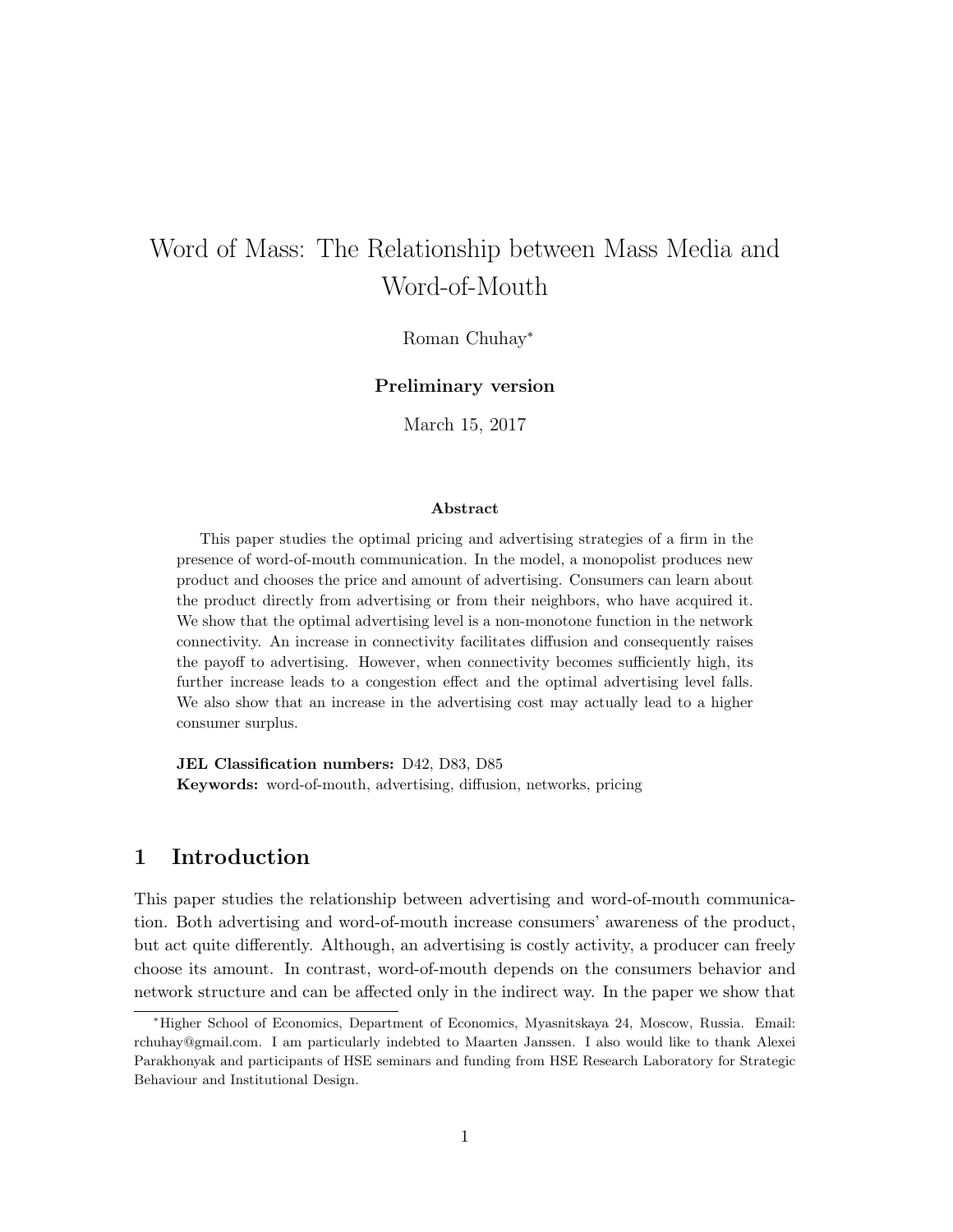# Word of Mass: The Relationship between Mass Media and Word-of-Mouth

Roman Chuhay*

**Preliminary version**

March 15, 2017

### Abstract

This paper studies the optimal pricing and advertising strategies of a firm in the presence of word-of-mouth communication. In the model, a monopolist produces new product and chooses the price and amount of advertising. Consumers can learn about the product directly from advertising or from their neighbors, who have acquired it. We show that the optimal advertising level is a non-monotone function in the network connectivity. An increase in connectivity facilitates diffusion and consequently raises the payoff to advertising. However, when connectivity becomes sufficiently high, its further increase leads to a congestion effect and the optimal advertising level falls. We also show that an increase in the advertising cost may actually lead to a higher consumer surplus.

**JEL Classification numbers:** D42, D83, D85
**Keywords:** word-of-mouth, advertising, diffusion, networks, pricing

## 1 Introduction

This paper studies the relationship between advertising and word-of-mouth communication. Both advertising and word-of-mouth increase consumers' awareness of the product, but act quite differently. Although, an advertising is costly activity, a producer can freely choose its amount. In contrast, word-of-mouth depends on the consumers behavior and network structure and can be affected only in the indirect way. In the paper we show that

---

*Higher School of Economics, Department of Economics, Myasnitskaya 24, Moscow, Russia. Email: rchuhay@gmail.com. I am particularly indebted to Maarten Janssen. I also would like to thank Alexei Parakhonyak and participants of HSE seminars and funding from HSE Research Laboratory for Strategic Behaviour and Institutional Design.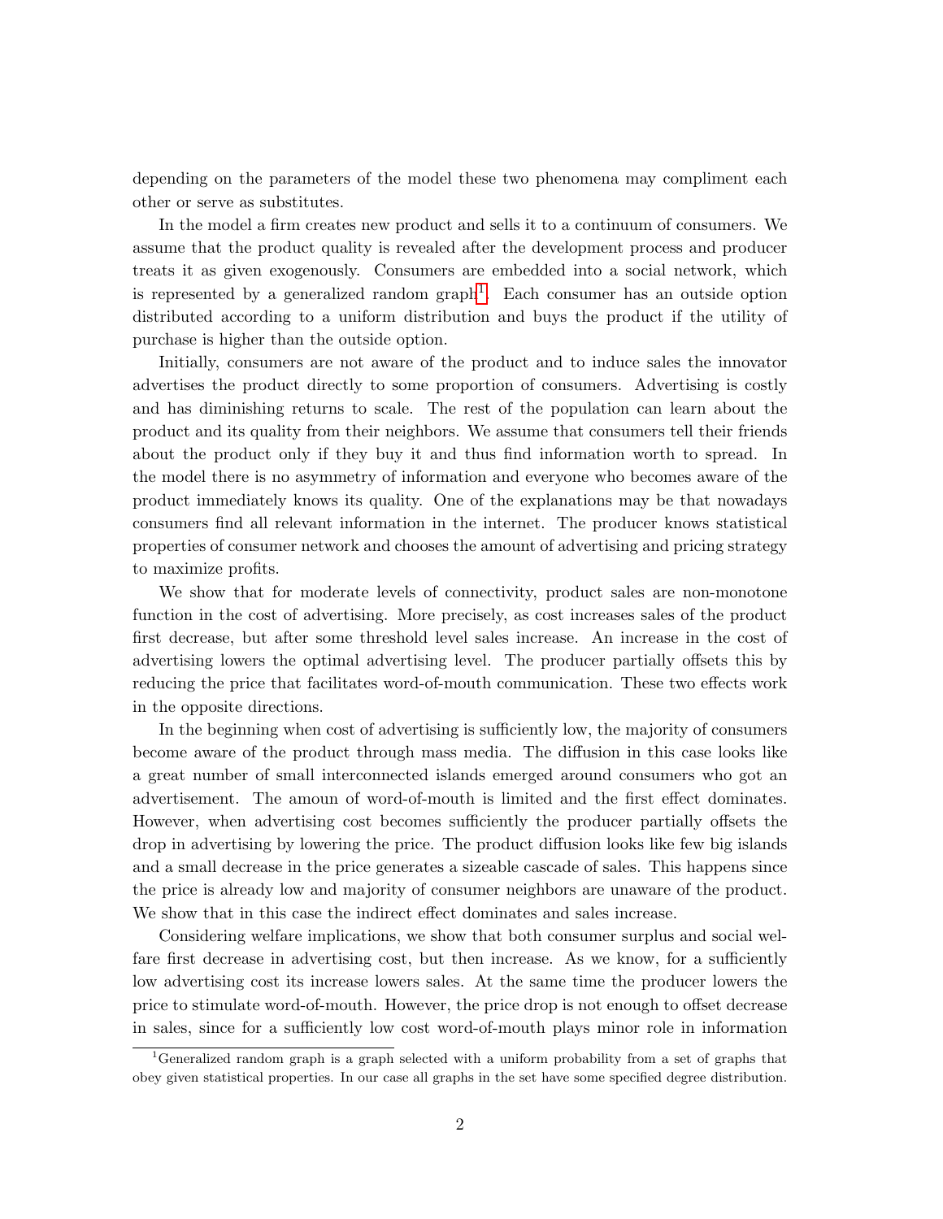depending on the parameters of the model these two phenomena may compliment each other or serve as substitutes.

In the model a firm creates new product and sells it to a continuum of consumers. We assume that the product quality is revealed after the development process and producer treats it as given exogenously. Consumers are embedded into a social network, which is represented by a generalized random graph[1]. Each consumer has an outside option distributed according to a uniform distribution and buys the product if the utility of purchase is higher than the outside option.

Initially, consumers are not aware of the product and to induce sales the innovator advertises the product directly to some proportion of consumers. Advertising is costly and has diminishing returns to scale. The rest of the population can learn about the product and its quality from their neighbors. We assume that consumers tell their friends about the product only if they buy it and thus find information worth to spread. In the model there is no asymmetry of information and everyone who becomes aware of the product immediately knows its quality. One of the explanations may be that nowadays consumers find all relevant information in the internet. The producer knows statistical properties of consumer network and chooses the amount of advertising and pricing strategy to maximize profits.

We show that for moderate levels of connectivity, product sales are non-monotone function in the cost of advertising. More precisely, as cost increases sales of the product first decrease, but after some threshold level sales increase. An increase in the cost of advertising lowers the optimal advertising level. The producer partially offsets this by reducing the price that facilitates word-of-mouth communication. These two effects work in the opposite directions.

In the beginning when cost of advertising is sufficiently low, the majority of consumers become aware of the product through mass media. The diffusion in this case looks like a great number of small interconnected islands emerged around consumers who got an advertisement. The amoun of word-of-mouth is limited and the first effect dominates. However, when advertising cost becomes sufficiently the producer partially offsets the drop in advertising by lowering the price. The product diffusion looks like few big islands and a small decrease in the price generates a sizeable cascade of sales. This happens since the price is already low and majority of consumer neighbors are unaware of the product. We show that in this case the indirect effect dominates and sales increase.

Considering welfare implications, we show that both consumer surplus and social welfare first decrease in advertising cost, but then increase. As we know, for a sufficiently low advertising cost its increase lowers sales. At the same time the producer lowers the price to stimulate word-of-mouth. However, the price drop is not enough to offset decrease in sales, since for a sufficiently low cost word-of-mouth plays minor role in information

[1] Generalized random graph is a graph selected with a uniform probability from a set of graphs that obey given statistical properties. In our case all graphs in the set have some specified degree distribution.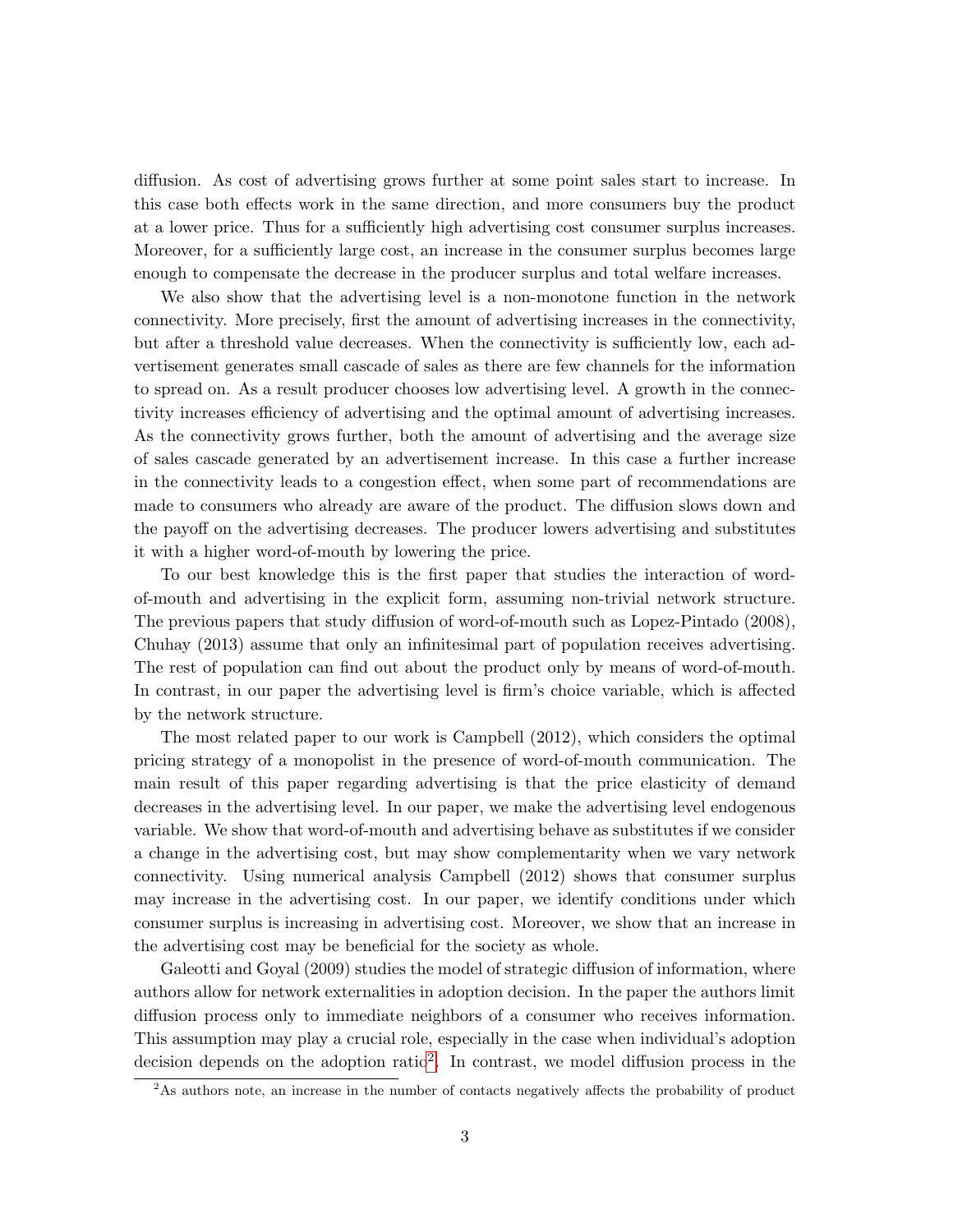diffusion. As cost of advertising grows further at some point sales start to increase. In this case both effects work in the same direction, and more consumers buy the product at a lower price. Thus for a sufficiently high advertising cost consumer surplus increases. Moreover, for a sufficiently large cost, an increase in the consumer surplus becomes large enough to compensate the decrease in the producer surplus and total welfare increases.

We also show that the advertising level is a non-monotone function in the network connectivity. More precisely, first the amount of advertising increases in the connectivity, but after a threshold value decreases. When the connectivity is sufficiently low, each advertisement generates small cascade of sales as there are few channels for the information to spread on. As a result producer chooses low advertising level. A growth in the connectivity increases efficiency of advertising and the optimal amount of advertising increases. As the connectivity grows further, both the amount of advertising and the average size of sales cascade generated by an advertisement increase. In this case a further increase in the connectivity leads to a congestion effect, when some part of recommendations are made to consumers who already are aware of the product. The diffusion slows down and the payoff on the advertising decreases. The producer lowers advertising and substitutes it with a higher word-of-mouth by lowering the price.

To our best knowledge this is the first paper that studies the interaction of word-of-mouth and advertising in the explicit form, assuming non-trivial network structure. The previous papers that study diffusion of word-of-mouth such as Lopez-Pintado (2008), Chuhay (2013) assume that only an infinitesimal part of population receives advertising. The rest of population can find out about the product only by means of word-of-mouth. In contrast, in our paper the advertising level is firm's choice variable, which is affected by the network structure.

The most related paper to our work is Campbell (2012), which considers the optimal pricing strategy of a monopolist in the presence of word-of-mouth communication. The main result of this paper regarding advertising is that the price elasticity of demand decreases in the advertising level. In our paper, we make the advertising level endogenous variable. We show that word-of-mouth and advertising behave as substitutes if we consider a change in the advertising cost, but may show complementarity when we vary network connectivity. Using numerical analysis Campbell (2012) shows that consumer surplus may increase in the advertising cost. In our paper, we identify conditions under which consumer surplus is increasing in advertising cost. Moreover, we show that an increase in the advertising cost may be beneficial for the society as whole.

Galeotti and Goyal (2009) studies the model of strategic diffusion of information, where authors allow for network externalities in adoption decision. In the paper the authors limit diffusion process only to immediate neighbors of a consumer who receives information. This assumption may play a crucial role, especially in the case when individual's adoption decision depends on the adoption ratio[2]. In contrast, we model diffusion process in the

[2]As authors note, an increase in the number of contacts negatively affects the probability of product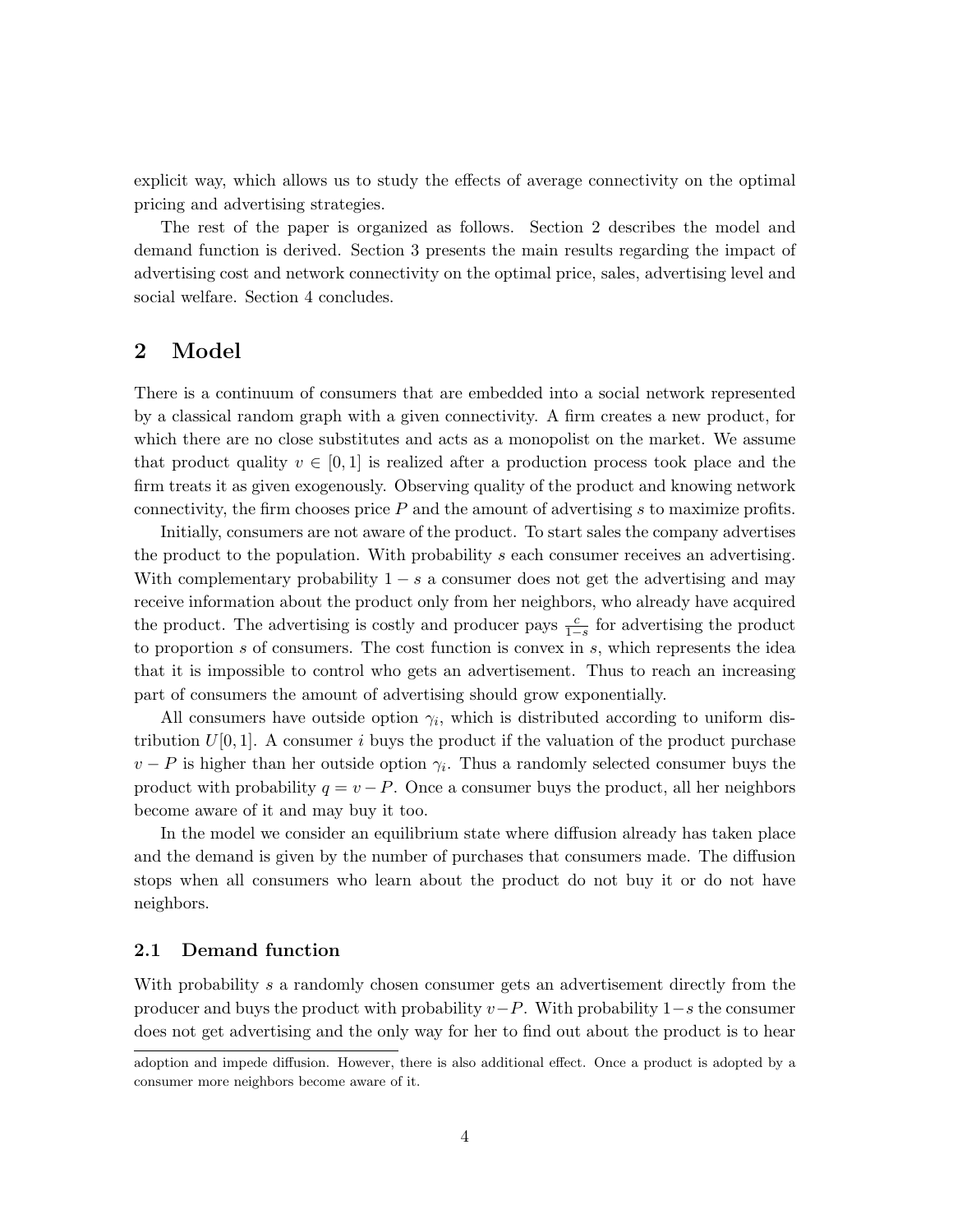explicit way, which allows us to study the effects of average connectivity on the optimal pricing and advertising strategies.

The rest of the paper is organized as follows. Section 2 describes the model and demand function is derived. Section 3 presents the main results regarding the impact of advertising cost and network connectivity on the optimal price, sales, advertising level and social welfare. Section 4 concludes.

## 2 Model

There is a continuum of consumers that are embedded into a social network represented by a classical random graph with a given connectivity. A firm creates a new product, for which there are no close substitutes and acts as a monopolist on the market. We assume that product quality $v \in [0, 1]$ is realized after a production process took place and the firm treats it as given exogenously. Observing quality of the product and knowing network connectivity, the firm chooses price $P$ and the amount of advertising $s$ to maximize profits.

Initially, consumers are not aware of the product. To start sales the company advertises the product to the population. With probability $s$ each consumer receives an advertising. With complementary probability $1 - s$ a consumer does not get the advertising and may receive information about the product only from her neighbors, who already have acquired the product. The advertising is costly and producer pays $\frac{c}{1-s}$ for advertising the product to proportion $s$ of consumers. The cost function is convex in $s$, which represents the idea that it is impossible to control who gets an advertisement. Thus to reach an increasing part of consumers the amount of advertising should grow exponentially.

All consumers have outside option $\gamma_i$, which is distributed according to uniform distribution $U[0, 1]$. A consumer $i$ buys the product if the valuation of the product purchase $v - P$ is higher than her outside option $\gamma_i$. Thus a randomly selected consumer buys the product with probability $q = v - P$. Once a consumer buys the product, all her neighbors become aware of it and may buy it too.

In the model we consider an equilibrium state where diffusion already has taken place and the demand is given by the number of purchases that consumers made. The diffusion stops when all consumers who learn about the product do not buy it or do not have neighbors.

### 2.1 Demand function

With probability $s$ a randomly chosen consumer gets an advertisement directly from the producer and buys the product with probability $v-P$. With probability $1-s$ the consumer does not get advertising and the only way for her to find out about the product is to hear

adoption and impede diffusion. However, there is also additional effect. Once a product is adopted by a consumer more neighbors become aware of it.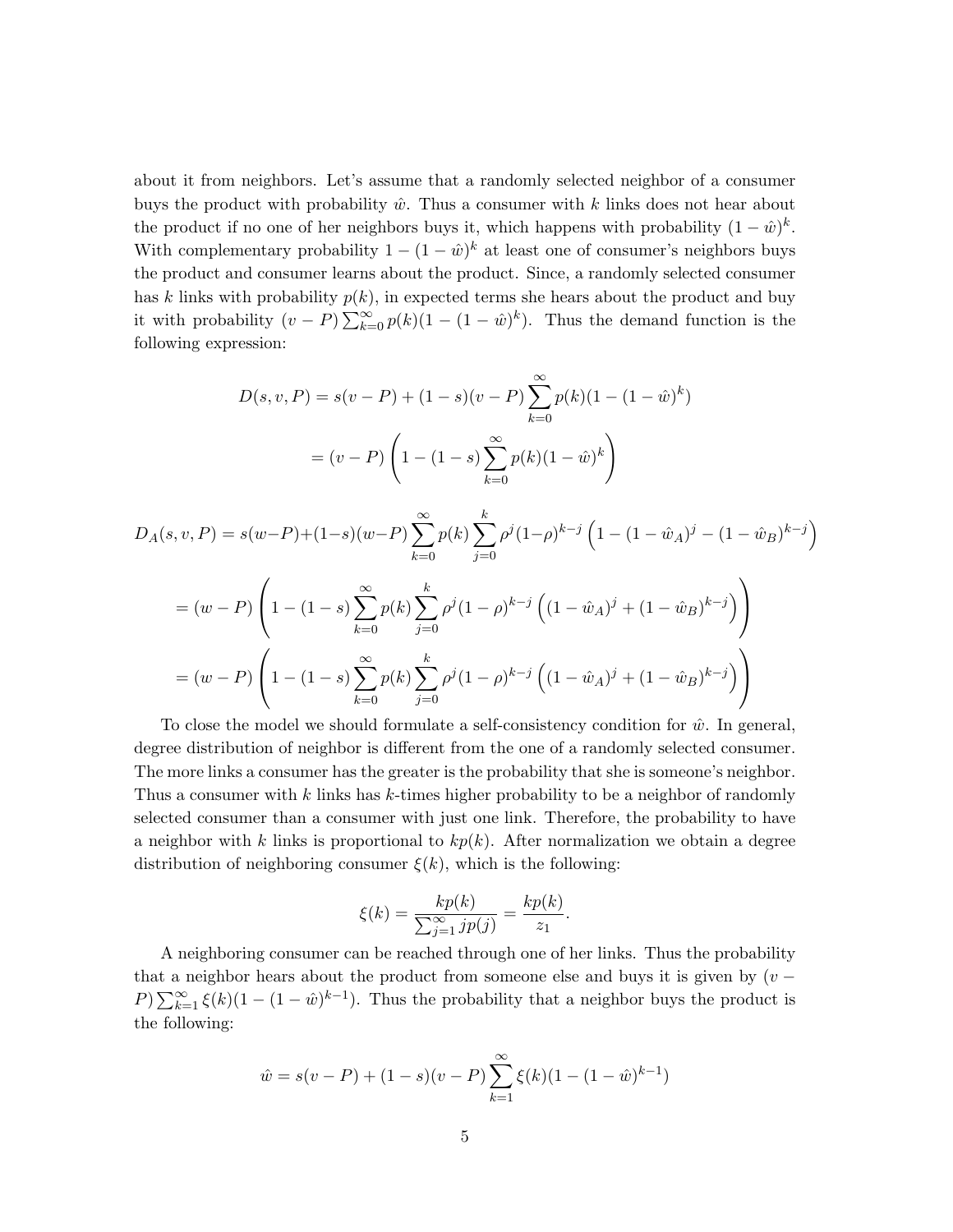about it from neighbors. Let's assume that a randomly selected neighbor of a consumer buys the product with probability $\hat{w}$. Thus a consumer with $k$ links does not hear about the product if no one of her neighbors buys it, which happens with probability $(1-\hat{w})^k$. With complementary probability $1-(1-\hat{w})^k$ at least one of consumer's neighbors buys the product and consumer learns about the product. Since, a randomly selected consumer has $k$ links with probability $p(k)$, in expected terms she hears about the product and buy it with probability $(v-P)\sum_{k=0}^{\infty} p(k)(1-(1-\hat{w})^k)$. Thus the demand function is the following expression:

$$
\begin{aligned}
D(s,v,P) &= s(v-P) + (1-s)(v-P)\sum_{k=0}^{\infty} p(k)(1-(1-\hat{w})^k) \\
&= (v-P)\left(1-(1-s)\sum_{k=0}^{\infty} p(k)(1-\hat{w})^k\right)
\end{aligned}
$$

$$
D_A(s,v,P) = s(w-P)+(1-s)(w-P)\sum_{k=0}^{\infty} p(k)\sum_{j=0}^{k} \rho^j(1-\rho)^{k-j}\left(1-(1-\hat{w}_A)^j-(1-\hat{w}_B)^{k-j}\right)
$$

$$
= (w-P)\left(1-(1-s)\sum_{k=0}^{\infty} p(k)\sum_{j=0}^{k} \rho^j(1-\rho)^{k-j}\left((1-\hat{w}_A)^j+(1-\hat{w}_B)^{k-j}\right)\right)
$$

$$
= (w-P)\left(1-(1-s)\sum_{k=0}^{\infty} p(k)\sum_{j=0}^{k} \rho^j(1-\rho)^{k-j}\left((1-\hat{w}_A)^j+(1-\hat{w}_B)^{k-j}\right)\right)
$$

To close the model we should formulate a self-consistency condition for $\hat{w}$. In general, degree distribution of neighbor is different from the one of a randomly selected consumer. The more links a consumer has the greater is the probability that she is someone's neighbor. Thus a consumer with $k$ links has $k$-times higher probability to be a neighbor of randomly selected consumer than a consumer with just one link. Therefore, the probability to have a neighbor with $k$ links is proportional to $kp(k)$. After normalization we obtain a degree distribution of neighboring consumer $\xi(k)$, which is the following:

$$
\xi(k) = \frac{kp(k)}{\sum_{j=1}^{\infty} jp(j)} = \frac{kp(k)}{z_1}.
$$

A neighboring consumer can be reached through one of her links. Thus the probability that a neighbor hears about the product from someone else and buys it is given by $(v-P)\sum_{k=1}^{\infty}\xi(k)(1-(1-\hat{w})^{k-1})$. Thus the probability that a neighbor buys the product is the following:

$$
\hat{w} = s(v-P) + (1-s)(v-P)\sum_{k=1}^{\infty}\xi(k)(1-(1-\hat{w})^{k-1})
$$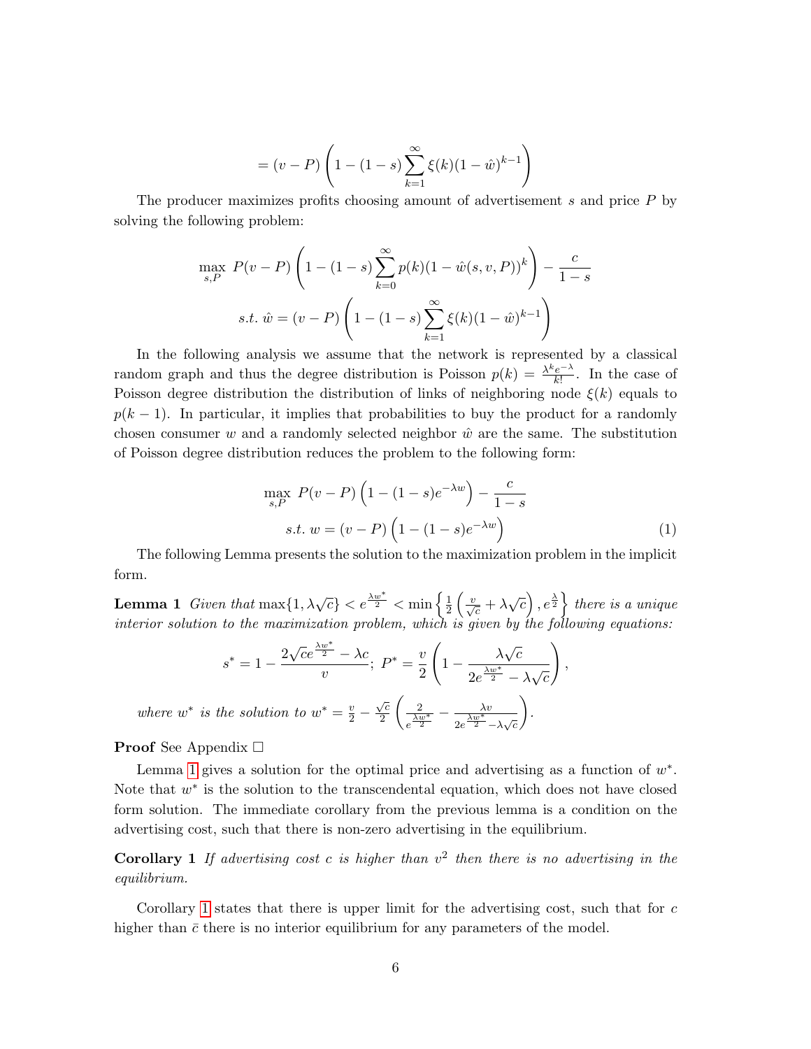$$= (v - P)\left(1 - (1-s)\sum_{k=1}^{\infty} \xi(k)(1-\hat{w})^{k-1}\right)$$

The producer maximizes profits choosing amount of advertisement $s$ and price $P$ by solving the following problem:

$$\max_{s,P} \; P(v-P)\left(1 - (1-s)\sum_{k=0}^{\infty} p(k)(1-\hat{w}(s,v,P))^{k}\right) - \frac{c}{1-s}$$

$$s.t. \; \hat{w} = (v-P)\left(1 - (1-s)\sum_{k=1}^{\infty} \xi(k)(1-\hat{w})^{k-1}\right)$$

In the following analysis we assume that the network is represented by a classical random graph and thus the degree distribution is Poisson $p(k) = \frac{\lambda^k e^{-\lambda}}{k!}$. In the case of Poisson degree distribution the distribution of links of neighboring node $\xi(k)$ equals to $p(k-1)$. In particular, it implies that probabilities to buy the product for a randomly chosen consumer $w$ and a randomly selected neighbor $\hat{w}$ are the same. The substitution of Poisson degree distribution reduces the problem to the following form:

$$\max_{s,P} \; P(v-P)\left(1-(1-s)e^{-\lambda w}\right) - \frac{c}{1-s}$$

$$s.t. \; w = (v-P)\left(1-(1-s)e^{-\lambda w}\right) \tag{1}$$

The following Lemma presents the solution to the maximization problem in the implicit form.

**Lemma 1** *Given that* $\max\{1, \lambda\sqrt{c}\} < e^{\frac{\lambda w^*}{2}} < \min\left\{\frac{1}{2}\left(\frac{v}{\sqrt{c}} + \lambda\sqrt{c}\right), e^{\frac{\lambda}{2}}\right\}$ *there is a unique interior solution to the maximization problem, which is given by the following equations:*

$$s^* = 1 - \frac{2\sqrt{c}e^{\frac{\lambda w^*}{2}} - \lambda c}{v}; \; P^* = \frac{v}{2}\left(1 - \frac{\lambda\sqrt{c}}{2e^{\frac{\lambda w^*}{2}} - \lambda\sqrt{c}}\right),$$

*where $w^*$ is the solution to* $w^* = \frac{v}{2} - \frac{\sqrt{c}}{2}\left(\frac{2}{e^{\frac{\lambda w^*}{2}}} - \frac{\lambda v}{2e^{\frac{\lambda w^*}{2}} - \lambda\sqrt{c}}\right)$.

**Proof** See Appendix □

Lemma 1 gives a solution for the optimal price and advertising as a function of $w^*$. Note that $w^*$ is the solution to the transcendental equation, which does not have closed form solution. The immediate corollary from the previous lemma is a condition on the advertising cost, such that there is non-zero advertising in the equilibrium.

**Corollary 1** *If advertising cost $c$ is higher than $v^2$ then there is no advertising in the equilibrium.*

Corollary 1 states that there is upper limit for the advertising cost, such that for $c$ higher than $\bar{c}$ there is no interior equilibrium for any parameters of the model.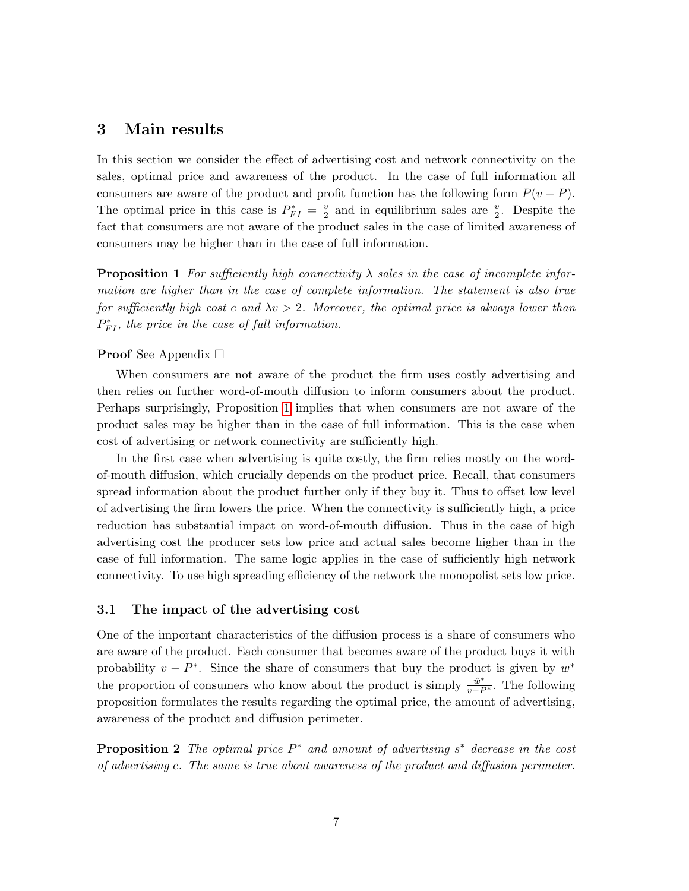## 3 Main results

In this section we consider the effect of advertising cost and network connectivity on the sales, optimal price and awareness of the product. In the case of full information all consumers are aware of the product and profit function has the following form $P(v - P)$. The optimal price in this case is $P^*_{FI} = \frac{v}{2}$ and in equilibrium sales are $\frac{v}{2}$. Despite the fact that consumers are not aware of the product sales in the case of limited awareness of consumers may be higher than in the case of full information.

**Proposition 1** *For sufficiently high connectivity $\lambda$ sales in the case of incomplete information are higher than in the case of complete information. The statement is also true for sufficiently high cost $c$ and $\lambda v > 2$. Moreover, the optimal price is always lower than $P^*_{FI}$, the price in the case of full information.*

**Proof** See Appendix □

When consumers are not aware of the product the firm uses costly advertising and then relies on further word-of-mouth diffusion to inform consumers about the product. Perhaps surprisingly, Proposition 1 implies that when consumers are not aware of the product sales may be higher than in the case of full information. This is the case when cost of advertising or network connectivity are sufficiently high.

In the first case when advertising is quite costly, the firm relies mostly on the word-of-mouth diffusion, which crucially depends on the product price. Recall, that consumers spread information about the product further only if they buy it. Thus to offset low level of advertising the firm lowers the price. When the connectivity is sufficiently high, a price reduction has substantial impact on word-of-mouth diffusion. Thus in the case of high advertising cost the producer sets low price and actual sales become higher than in the case of full information. The same logic applies in the case of sufficiently high network connectivity. To use high spreading efficiency of the network the monopolist sets low price.

### 3.1 The impact of the advertising cost

One of the important characteristics of the diffusion process is a share of consumers who are aware of the product. Each consumer that becomes aware of the product buys it with probability $v - P^*$. Since the share of consumers that buy the product is given by $w^*$ the proportion of consumers who know about the product is simply $\frac{\hat{w}^*}{v - P^*}$. The following proposition formulates the results regarding the optimal price, the amount of advertising, awareness of the product and diffusion perimeter.

**Proposition 2** *The optimal price $P^*$ and amount of advertising $s^*$ decrease in the cost of advertising $c$. The same is true about awareness of the product and diffusion perimeter.*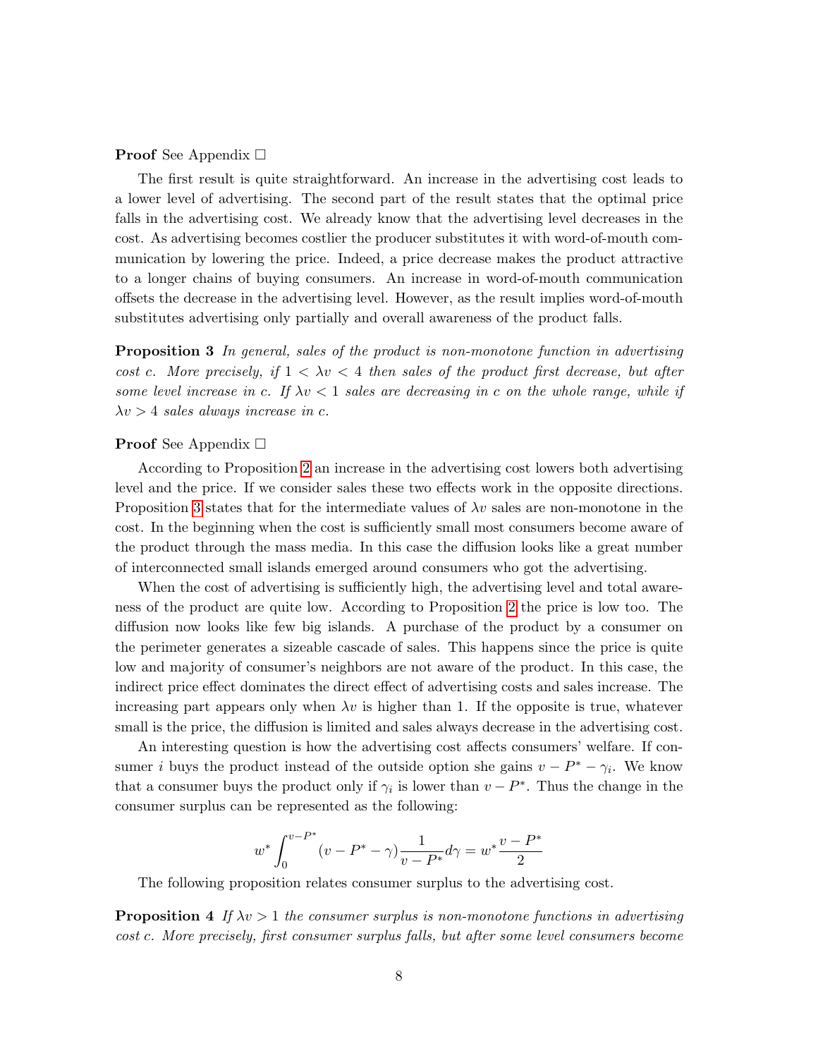**Proof** See Appendix □

The first result is quite straightforward. An increase in the advertising cost leads to a lower level of advertising. The second part of the result states that the optimal price falls in the advertising cost. We already know that the advertising level decreases in the cost. As advertising becomes costlier the producer substitutes it with word-of-mouth communication by lowering the price. Indeed, a price decrease makes the product attractive to a longer chains of buying consumers. An increase in word-of-mouth communication offsets the decrease in the advertising level. However, as the result implies word-of-mouth substitutes advertising only partially and overall awareness of the product falls.

**Proposition 3** *In general, sales of the product is non-monotone function in advertising cost $c$. More precisely, if $1 < \lambda v < 4$ then sales of the product first decrease, but after some level increase in $c$. If $\lambda v < 1$ sales are decreasing in $c$ on the whole range, while if $\lambda v > 4$ sales always increase in $c$.*

**Proof** See Appendix □

According to Proposition 2 an increase in the advertising cost lowers both advertising level and the price. If we consider sales these two effects work in the opposite directions. Proposition 3 states that for the intermediate values of $\lambda v$ sales are non-monotone in the cost. In the beginning when the cost is sufficiently small most consumers become aware of the product through the mass media. In this case the diffusion looks like a great number of interconnected small islands emerged around consumers who got the advertising.

When the cost of advertising is sufficiently high, the advertising level and total awareness of the product are quite low. According to Proposition 2 the price is low too. The diffusion now looks like few big islands. A purchase of the product by a consumer on the perimeter generates a sizeable cascade of sales. This happens since the price is quite low and majority of consumer's neighbors are not aware of the product. In this case, the indirect price effect dominates the direct effect of advertising costs and sales increase. The increasing part appears only when $\lambda v$ is higher than 1. If the opposite is true, whatever small is the price, the diffusion is limited and sales always decrease in the advertising cost.

An interesting question is how the advertising cost affects consumers' welfare. If consumer $i$ buys the product instead of the outside option she gains $v - P^* - \gamma_i$. We know that a consumer buys the product only if $\gamma_i$ is lower than $v - P^*$. Thus the change in the consumer surplus can be represented as the following:

$$w^* \int_0^{v-P^*} (v - P^* - \gamma) \frac{1}{v - P^*} d\gamma = w^* \frac{v - P^*}{2}$$

The following proposition relates consumer surplus to the advertising cost.

**Proposition 4** *If $\lambda v > 1$ the consumer surplus is non-monotone functions in advertising cost $c$. More precisely, first consumer surplus falls, but after some level consumers become*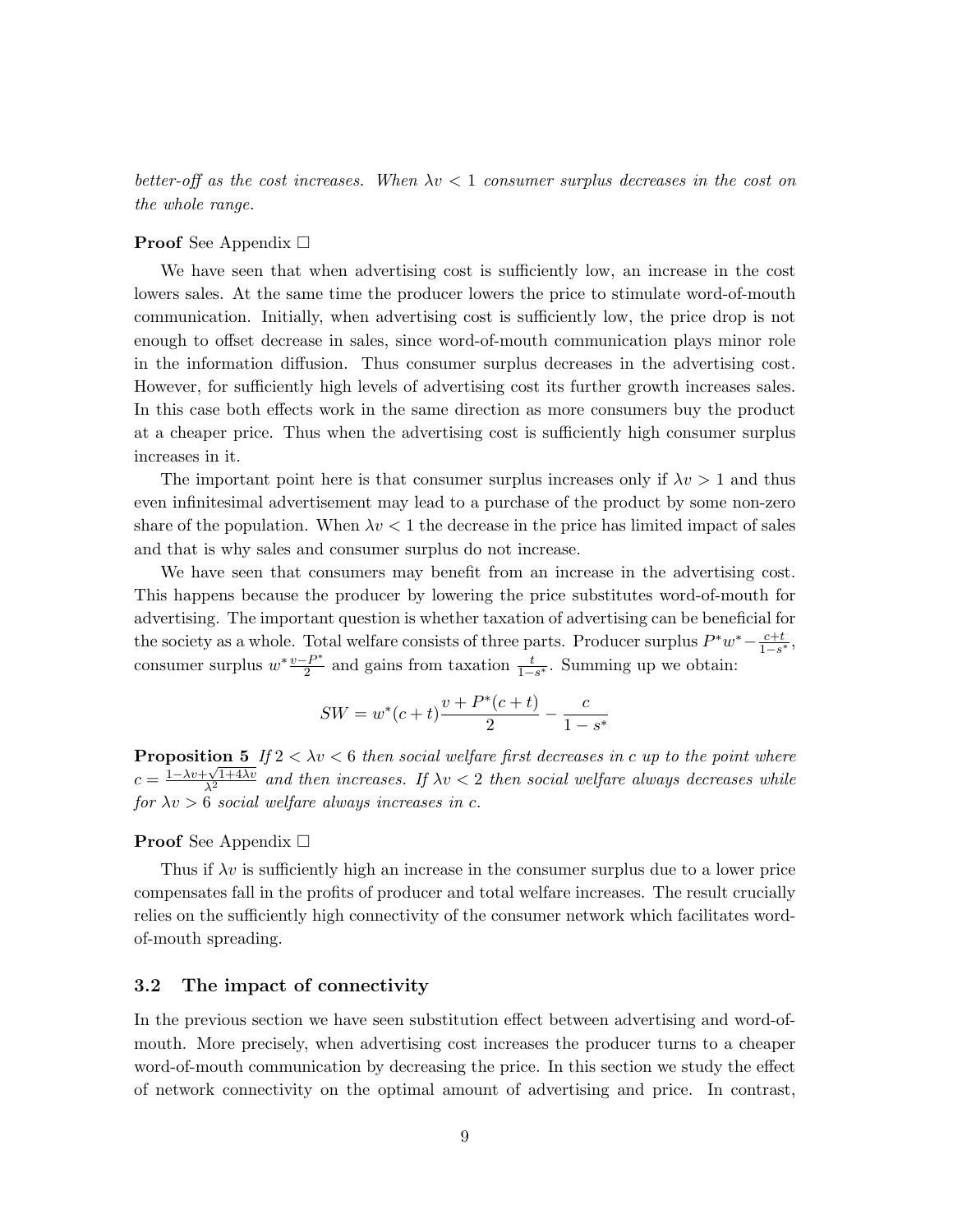*better-off as the cost increases. When $\lambda v < 1$ consumer surplus decreases in the cost on the whole range.*

**Proof** See Appendix □

We have seen that when advertising cost is sufficiently low, an increase in the cost lowers sales. At the same time the producer lowers the price to stimulate word-of-mouth communication. Initially, when advertising cost is sufficiently low, the price drop is not enough to offset decrease in sales, since word-of-mouth communication plays minor role in the information diffusion. Thus consumer surplus decreases in the advertising cost. However, for sufficiently high levels of advertising cost its further growth increases sales. In this case both effects work in the same direction as more consumers buy the product at a cheaper price. Thus when the advertising cost is sufficiently high consumer surplus increases in it.

The important point here is that consumer surplus increases only if $\lambda v > 1$ and thus even infinitesimal advertisement may lead to a purchase of the product by some non-zero share of the population. When $\lambda v < 1$ the decrease in the price has limited impact of sales and that is why sales and consumer surplus do not increase.

We have seen that consumers may benefit from an increase in the advertising cost. This happens because the producer by lowering the price substitutes word-of-mouth for advertising. The important question is whether taxation of advertising can be beneficial for the society as a whole. Total welfare consists of three parts. Producer surplus $P^* w^* - \frac{c+t}{1-s^*}$, consumer surplus $w^* \frac{v-P^*}{2}$ and gains from taxation $\frac{t}{1-s^*}$. Summing up we obtain:

$$SW = w^*(c+t)\frac{v + P^*(c+t)}{2} - \frac{c}{1-s^*}$$

**Proposition 5** *If $2 < \lambda v < 6$ then social welfare first decreases in $c$ up to the point where $c = \frac{1-\lambda v+\sqrt{1+4\lambda v}}{\lambda^2}$ and then increases. If $\lambda v < 2$ then social welfare always decreases while for $\lambda v > 6$ social welfare always increases in $c$.*

**Proof** See Appendix □

Thus if $\lambda v$ is sufficiently high an increase in the consumer surplus due to a lower price compensates fall in the profits of producer and total welfare increases. The result crucially relies on the sufficiently high connectivity of the consumer network which facilitates word-of-mouth spreading.

### 3.2 The impact of connectivity

In the previous section we have seen substitution effect between advertising and word-of-mouth. More precisely, when advertising cost increases the producer turns to a cheaper word-of-mouth communication by decreasing the price. In this section we study the effect of network connectivity on the optimal amount of advertising and price. In contrast,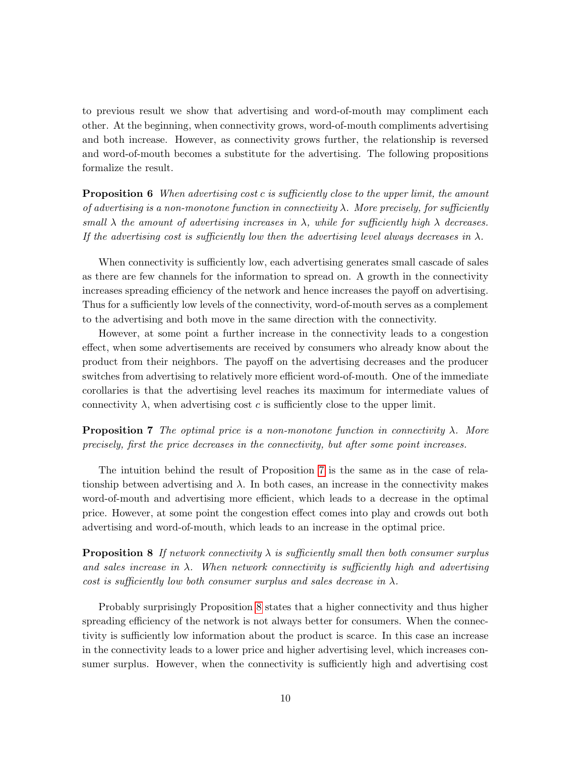to previous result we show that advertising and word-of-mouth may compliment each other. At the beginning, when connectivity grows, word-of-mouth compliments advertising and both increase. However, as connectivity grows further, the relationship is reversed and word-of-mouth becomes a substitute for the advertising. The following propositions formalize the result.

**Proposition 6** *When advertising cost $c$ is sufficiently close to the upper limit, the amount of advertising is a non-monotone function in connectivity $\lambda$. More precisely, for sufficiently small $\lambda$ the amount of advertising increases in $\lambda$, while for sufficiently high $\lambda$ decreases. If the advertising cost is sufficiently low then the advertising level always decreases in $\lambda$.*

When connectivity is sufficiently low, each advertising generates small cascade of sales as there are few channels for the information to spread on. A growth in the connectivity increases spreading efficiency of the network and hence increases the payoff on advertising. Thus for a sufficiently low levels of the connectivity, word-of-mouth serves as a complement to the advertising and both move in the same direction with the connectivity.

However, at some point a further increase in the connectivity leads to a congestion effect, when some advertisements are received by consumers who already know about the product from their neighbors. The payoff on the advertising decreases and the producer switches from advertising to relatively more efficient word-of-mouth. One of the immediate corollaries is that the advertising level reaches its maximum for intermediate values of connectivity $\lambda$, when advertising cost $c$ is sufficiently close to the upper limit.

**Proposition 7** *The optimal price is a non-monotone function in connectivity $\lambda$. More precisely, first the price decreases in the connectivity, but after some point increases.*

The intuition behind the result of Proposition 7 is the same as in the case of relationship between advertising and $\lambda$. In both cases, an increase in the connectivity makes word-of-mouth and advertising more efficient, which leads to a decrease in the optimal price. However, at some point the congestion effect comes into play and crowds out both advertising and word-of-mouth, which leads to an increase in the optimal price.

**Proposition 8** *If network connectivity $\lambda$ is sufficiently small then both consumer surplus and sales increase in $\lambda$. When network connectivity is sufficiently high and advertising cost is sufficiently low both consumer surplus and sales decrease in $\lambda$.*

Probably surprisingly Proposition 8 states that a higher connectivity and thus higher spreading efficiency of the network is not always better for consumers. When the connectivity is sufficiently low information about the product is scarce. In this case an increase in the connectivity leads to a lower price and higher advertising level, which increases consumer surplus. However, when the connectivity is sufficiently high and advertising cost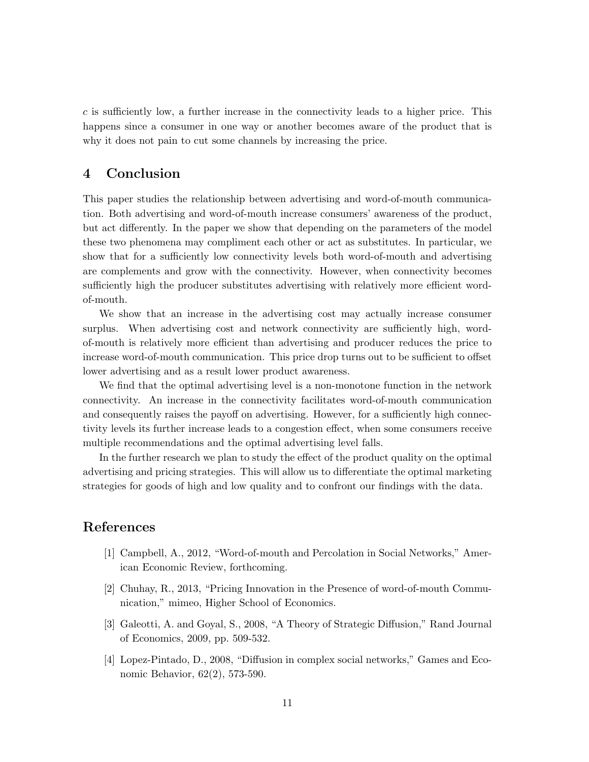$c$ is sufficiently low, a further increase in the connectivity leads to a higher price. This happens since a consumer in one way or another becomes aware of the product that is why it does not pain to cut some channels by increasing the price.

## 4 Conclusion

This paper studies the relationship between advertising and word-of-mouth communication. Both advertising and word-of-mouth increase consumers' awareness of the product, but act differently. In the paper we show that depending on the parameters of the model these two phenomena may compliment each other or act as substitutes. In particular, we show that for a sufficiently low connectivity levels both word-of-mouth and advertising are complements and grow with the connectivity. However, when connectivity becomes sufficiently high the producer substitutes advertising with relatively more efficient word-of-mouth.

We show that an increase in the advertising cost may actually increase consumer surplus. When advertising cost and network connectivity are sufficiently high, word-of-mouth is relatively more efficient than advertising and producer reduces the price to increase word-of-mouth communication. This price drop turns out to be sufficient to offset lower advertising and as a result lower product awareness.

We find that the optimal advertising level is a non-monotone function in the network connectivity. An increase in the connectivity facilitates word-of-mouth communication and consequently raises the payoff on advertising. However, for a sufficiently high connectivity levels its further increase leads to a congestion effect, when some consumers receive multiple recommendations and the optimal advertising level falls.

In the further research we plan to study the effect of the product quality on the optimal advertising and pricing strategies. This will allow us to differentiate the optimal marketing strategies for goods of high and low quality and to confront our findings with the data.

## References

[1] Campbell, A., 2012, "Word-of-mouth and Percolation in Social Networks," American Economic Review, forthcoming.

[2] Chuhay, R., 2013, "Pricing Innovation in the Presence of word-of-mouth Communication," mimeo, Higher School of Economics.

[3] Galeotti, A. and Goyal, S., 2008, "A Theory of Strategic Diffusion," Rand Journal of Economics, 2009, pp. 509-532.

[4] Lopez-Pintado, D., 2008, "Diffusion in complex social networks," Games and Economic Behavior, 62(2), 573-590.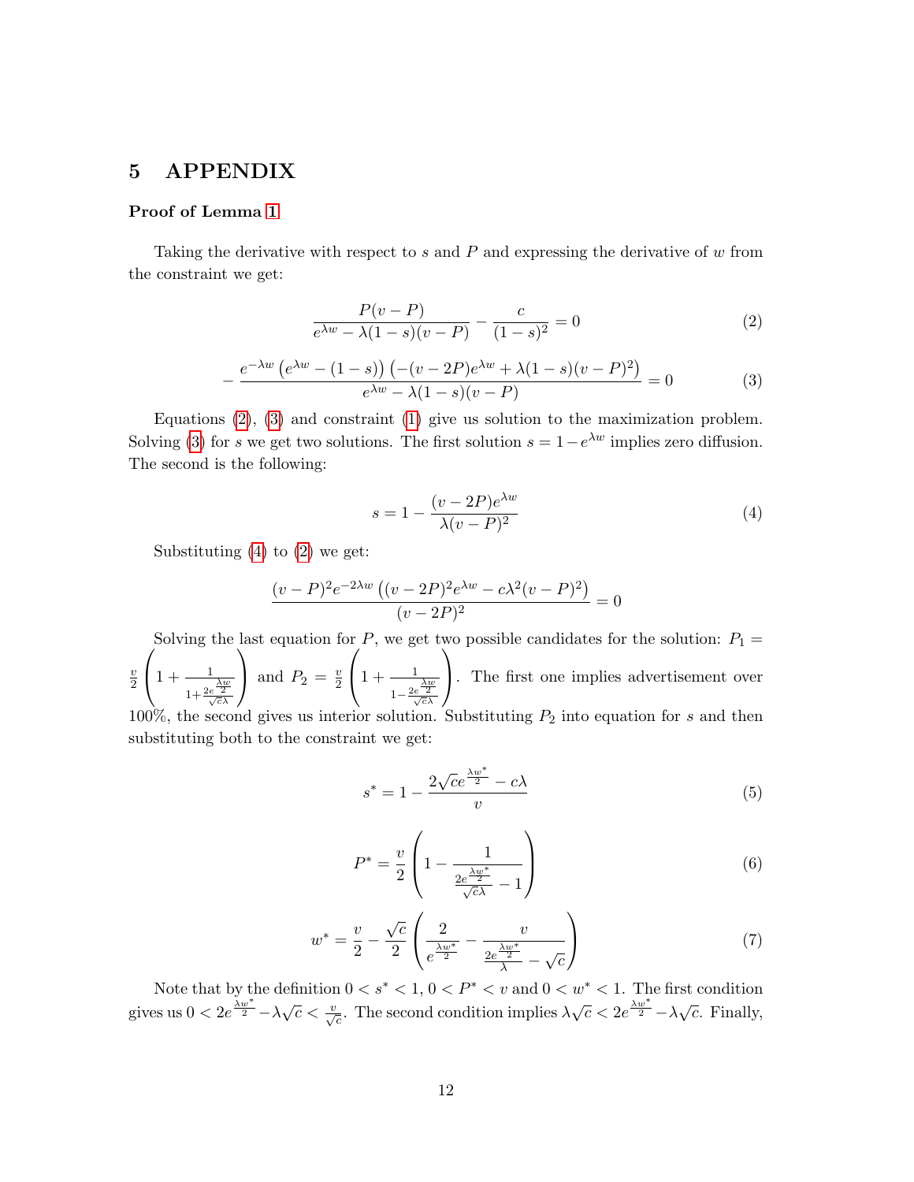# 5 APPENDIX

**Proof of Lemma 1**

Taking the derivative with respect to $s$ and $P$ and expressing the derivative of $w$ from the constraint we get:

$$\frac{P(v-P)}{e^{\lambda w} - \lambda(1-s)(v-P)} - \frac{c}{(1-s)^2} = 0 \tag{2}$$

$$-\frac{e^{-\lambda w}\left(e^{\lambda w} - (1-s)\right)\left(-(v-2P)e^{\lambda w} + \lambda(1-s)(v-P)^2\right)}{e^{\lambda w} - \lambda(1-s)(v-P)} = 0 \tag{3}$$

Equations (2), (3) and constraint (1) give us solution to the maximization problem. Solving (3) for $s$ we get two solutions. The first solution $s = 1 - e^{\lambda w}$ implies zero diffusion. The second is the following:

$$s = 1 - \frac{(v-2P)e^{\lambda w}}{\lambda(v-P)^2} \tag{4}$$

Substituting (4) to (2) we get:

$$\frac{(v-P)^2 e^{-2\lambda w}\left((v-2P)^2 e^{\lambda w} - c\lambda^2(v-P)^2\right)}{(v-2P)^2} = 0$$

Solving the last equation for $P$, we get two possible candidates for the solution: $P_1 = \frac{v}{2}\left(1 + \frac{1}{1 + \frac{2e^{\frac{\lambda w}{2}}}{\sqrt{c}\lambda}}\right)$ and $P_2 = \frac{v}{2}\left(1 + \frac{1}{1 - \frac{2e^{\frac{\lambda w}{2}}}{\sqrt{c}\lambda}}\right)$. The first one implies advertisement over 100%, the second gives us interior solution. Substituting $P_2$ into equation for $s$ and then substituting both to the constraint we get:

$$s^* = 1 - \frac{2\sqrt{c}e^{\frac{\lambda w^*}{2}} - c\lambda}{v} \tag{5}$$

$$P^* = \frac{v}{2}\left(1 - \frac{1}{\frac{2e^{\frac{\lambda w^*}{2}}}{\sqrt{c}\lambda} - 1}\right) \tag{6}$$

$$w^* = \frac{v}{2} - \frac{\sqrt{c}}{2}\left(\frac{2}{e^{\frac{\lambda w^*}{2}}} - \frac{v}{\frac{2e^{\frac{\lambda w^*}{2}}}{\lambda} - \sqrt{c}}\right) \tag{7}$$

Note that by the definition $0 < s^* < 1$, $0 < P^* < v$ and $0 < w^* < 1$. The first condition gives us $0 < 2e^{\frac{\lambda w^*}{2}} - \lambda\sqrt{c} < \frac{v}{\sqrt{c}}$. The second condition implies $\lambda\sqrt{c} < 2e^{\frac{\lambda w^*}{2}} - \lambda\sqrt{c}$. Finally,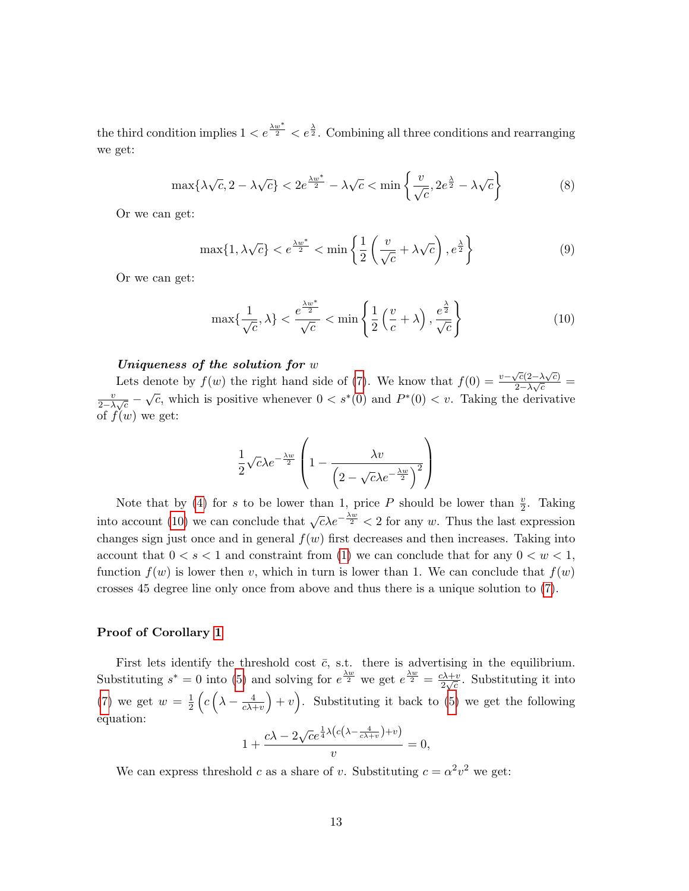the third condition implies $1 < e^{\frac{\lambda w^*}{2}} < e^{\frac{\lambda}{2}}$. Combining all three conditions and rearranging we get:

$$\max\{\lambda\sqrt{c}, 2 - \lambda\sqrt{c}\} < 2e^{\frac{\lambda w^*}{2}} - \lambda\sqrt{c} < \min\left\{\frac{v}{\sqrt{c}}, 2e^{\frac{\lambda}{2}} - \lambda\sqrt{c}\right\} \tag{8}$$

Or we can get:

$$\max\{1, \lambda\sqrt{c}\} < e^{\frac{\lambda w^*}{2}} < \min\left\{\frac{1}{2}\left(\frac{v}{\sqrt{c}} + \lambda\sqrt{c}\right), e^{\frac{\lambda}{2}}\right\} \tag{9}$$

Or we can get:

$$\max\{\frac{1}{\sqrt{c}}, \lambda\} < \frac{e^{\frac{\lambda w^*}{2}}}{\sqrt{c}} < \min\left\{\frac{1}{2}\left(\frac{v}{c} + \lambda\right), \frac{e^{\frac{\lambda}{2}}}{\sqrt{c}}\right\} \tag{10}$$

***Uniqueness of the solution for*** $w$

Lets denote by $f(w)$ the right hand side of (7). We know that $f(0) = \frac{v - \sqrt{c}(2-\lambda\sqrt{c})}{2-\lambda\sqrt{c}} = \frac{v}{2-\lambda\sqrt{c}} - \sqrt{c}$, which is positive whenever $0 < s^*(0)$ and $P^*(0) < v$. Taking the derivative of $f(w)$ we get:

$$\frac{1}{2}\sqrt{c}\lambda e^{-\frac{\lambda w}{2}}\left(1 - \frac{\lambda v}{\left(2 - \sqrt{c}\lambda e^{-\frac{\lambda w}{2}}\right)^2}\right)$$

Note that by (4) for $s$ to be lower than 1, price $P$ should be lower than $\frac{v}{2}$. Taking into account (10) we can conclude that $\sqrt{c}\lambda e^{-\frac{\lambda w}{2}} < 2$ for any $w$. Thus the last expression changes sign just once and in general $f(w)$ first decreases and then increases. Taking into account that $0 < s < 1$ and constraint from (1) we can conclude that for any $0 < w < 1$, function $f(w)$ is lower then $v$, which in turn is lower than 1. We can conclude that $f(w)$ crosses 45 degree line only once from above and thus there is a unique solution to (7).

**Proof of Corollary 1**

First lets identify the threshold cost $\bar{c}$, s.t. there is advertising in the equilibrium. Substituting $s^* = 0$ into (5) and solving for $e^{\frac{\lambda w}{2}}$ we get $e^{\frac{\lambda w}{2}} = \frac{c\lambda + v}{2\sqrt{c}}$. Substituting it into (7) we get $w = \frac{1}{2}\left(c\left(\lambda - \frac{4}{c\lambda+v}\right) + v\right)$. Substituting it back to (5) we get the following equation:

$$1 + \frac{c\lambda - 2\sqrt{c}e^{\frac{1}{4}\lambda\left(c\left(\lambda - \frac{4}{c\lambda+v}\right)+v\right)}}{v} = 0,$$

We can express threshold $c$ as a share of $v$. Substituting $c = \alpha^2 v^2$ we get: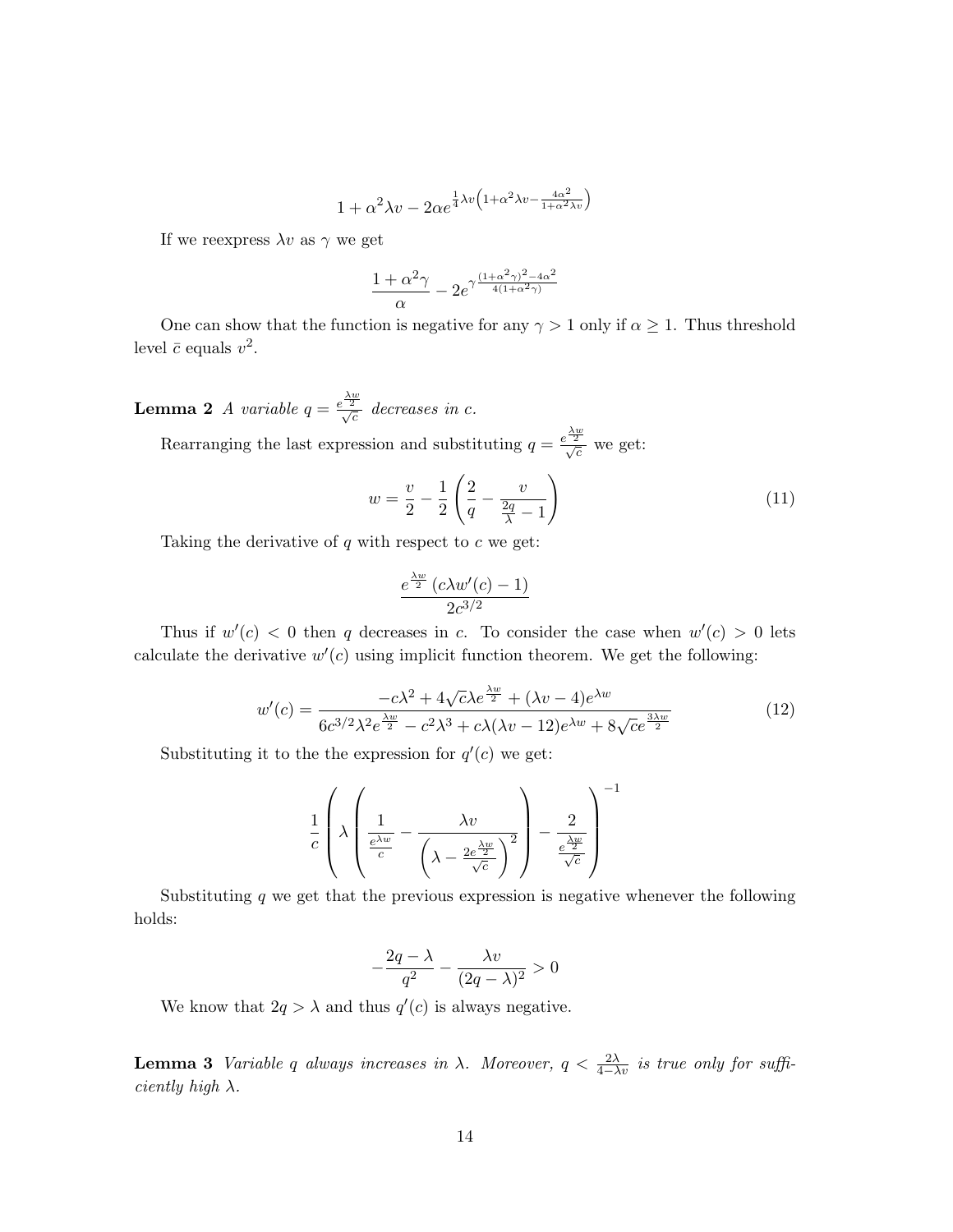$$1 + \alpha^2 \lambda v - 2\alpha e^{\frac{1}{4}\lambda v\left(1+\alpha^2\lambda v - \frac{4\alpha^2}{1+\alpha^2\lambda v}\right)}$$

If we reexpress $\lambda v$ as $\gamma$ we get

$$\frac{1+\alpha^2\gamma}{\alpha} - 2e^{\gamma\frac{(1+\alpha^2\gamma)^2-4\alpha^2}{4(1+\alpha^2\gamma)}}$$

One can show that the function is negative for any $\gamma > 1$ only if $\alpha \geq 1$. Thus threshold level $\bar{c}$ equals $v^2$.

**Lemma 2** *A variable* $q = \frac{e^{\frac{\lambda w}{2}}}{\sqrt{c}}$ *decreases in* $c$.

Rearranging the last expression and substituting $q = \frac{e^{\frac{\lambda w}{2}}}{\sqrt{c}}$ we get:

$$w = \frac{v}{2} - \frac{1}{2}\left(\frac{2}{q} - \frac{v}{\frac{2q}{\lambda} - 1}\right) \tag{11}$$

Taking the derivative of $q$ with respect to $c$ we get:

$$\frac{e^{\frac{\lambda w}{2}}\left(c\lambda w'(c) - 1\right)}{2c^{3/2}}$$

Thus if $w'(c) < 0$ then $q$ decreases in $c$. To consider the case when $w'(c) > 0$ lets calculate the derivative $w'(c)$ using implicit function theorem. We get the following:

$$w'(c) = \frac{-c\lambda^2 + 4\sqrt{c}\lambda e^{\frac{\lambda w}{2}} + (\lambda v - 4)e^{\lambda w}}{6c^{3/2}\lambda^2 e^{\frac{\lambda w}{2}} - c^2\lambda^3 + c\lambda(\lambda v - 12)e^{\lambda w} + 8\sqrt{c}e^{\frac{3\lambda w}{2}}} \tag{12}$$

Substituting it to the the expression for $q'(c)$ we get:

$$\frac{1}{c}\left(\lambda\left(\frac{1}{\frac{e^{\lambda w}}{c}} - \frac{\lambda v}{\left(\lambda - \frac{2e^{\frac{\lambda w}{2}}}{\sqrt{c}}\right)^2}\right) - \frac{2}{\frac{e^{\frac{\lambda w}{2}}}{\sqrt{c}}}\right)^{-1}$$

Substituting $q$ we get that the previous expression is negative whenever the following holds:

$$-\frac{2q-\lambda}{q^2} - \frac{\lambda v}{(2q-\lambda)^2} > 0$$

We know that $2q > \lambda$ and thus $q'(c)$ is always negative.

**Lemma 3** *Variable* $q$ *always increases in* $\lambda$. *Moreover,* $q < \frac{2\lambda}{4-\lambda v}$ *is true only for sufficiently high* $\lambda$.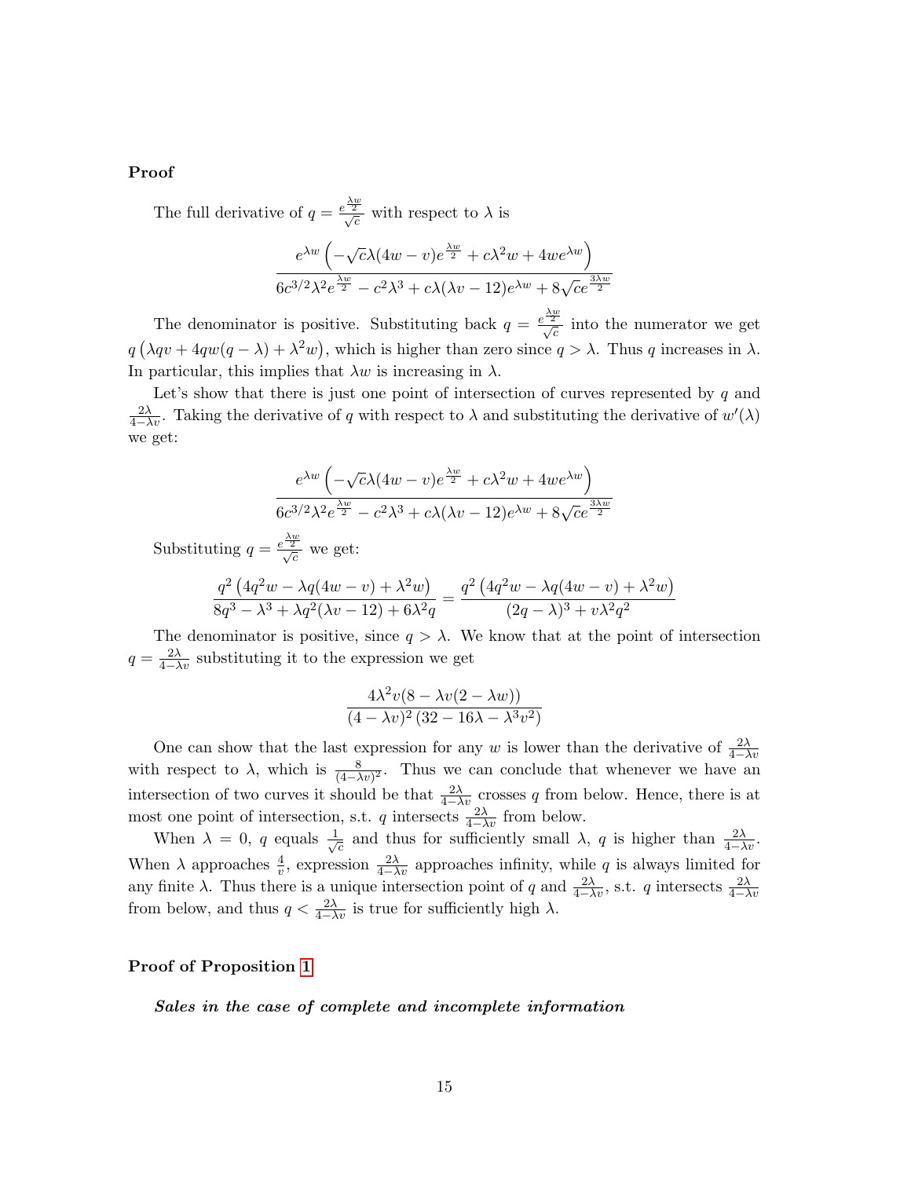**Proof**

The full derivative of $q = \frac{e^{\frac{\lambda w}{2}}}{\sqrt{c}}$ with respect to $\lambda$ is

$$\frac{e^{\lambda w}\left(-\sqrt{c}\lambda(4w-v)e^{\frac{\lambda w}{2}} + c\lambda^2 w + 4we^{\lambda w}\right)}{6c^{3/2}\lambda^2 e^{\frac{\lambda w}{2}} - c^2\lambda^3 + c\lambda(\lambda v - 12)e^{\lambda w} + 8\sqrt{c}e^{\frac{3\lambda w}{2}}}$$

The denominator is positive. Substituting back $q = \frac{e^{\frac{\lambda w}{2}}}{\sqrt{c}}$ into the numerator we get $q\left(\lambda q v + 4qw(q-\lambda) + \lambda^2 w\right)$, which is higher than zero since $q > \lambda$. Thus $q$ increases in $\lambda$. In particular, this implies that $\lambda w$ is increasing in $\lambda$.

Let's show that there is just one point of intersection of curves represented by $q$ and $\frac{2\lambda}{4-\lambda v}$. Taking the derivative of $q$ with respect to $\lambda$ and substituting the derivative of $w'(\lambda)$ we get:

$$\frac{e^{\lambda w}\left(-\sqrt{c}\lambda(4w-v)e^{\frac{\lambda w}{2}} + c\lambda^2 w + 4we^{\lambda w}\right)}{6c^{3/2}\lambda^2 e^{\frac{\lambda w}{2}} - c^2\lambda^3 + c\lambda(\lambda v - 12)e^{\lambda w} + 8\sqrt{c}e^{\frac{3\lambda w}{2}}}$$

Substituting $q = \frac{e^{\frac{\lambda w}{2}}}{\sqrt{c}}$ we get:

$$\frac{q^2\left(4q^2 w - \lambda q(4w-v) + \lambda^2 w\right)}{8q^3 - \lambda^3 + \lambda q^2(\lambda v - 12) + 6\lambda^2 q} = \frac{q^2\left(4q^2 w - \lambda q(4w-v) + \lambda^2 w\right)}{(2q-\lambda)^3 + v\lambda^2 q^2}$$

The denominator is positive, since $q > \lambda$. We know that at the point of intersection $q = \frac{2\lambda}{4-\lambda v}$ substituting it to the expression we get

$$\frac{4\lambda^2 v(8 - \lambda v(2-\lambda w))}{(4-\lambda v)^2\left(32 - 16\lambda - \lambda^3 v^2\right)}$$

One can show that the last expression for any $w$ is lower than the derivative of $\frac{2\lambda}{4-\lambda v}$ with respect to $\lambda$, which is $\frac{8}{(4-\lambda v)^2}$. Thus we can conclude that whenever we have an intersection of two curves it should be that $\frac{2\lambda}{4-\lambda v}$ crosses $q$ from below. Hence, there is at most one point of intersection, s.t. $q$ intersects $\frac{2\lambda}{4-\lambda v}$ from below.

When $\lambda = 0$, $q$ equals $\frac{1}{\sqrt{c}}$ and thus for sufficiently small $\lambda$, $q$ is higher than $\frac{2\lambda}{4-\lambda v}$. When $\lambda$ approaches $\frac{4}{v}$, expression $\frac{2\lambda}{4-\lambda v}$ approaches infinity, while $q$ is always limited for any finite $\lambda$. Thus there is a unique intersection point of $q$ and $\frac{2\lambda}{4-\lambda v}$, s.t. $q$ intersects $\frac{2\lambda}{4-\lambda v}$ from below, and thus $q < \frac{2\lambda}{4-\lambda v}$ is true for sufficiently high $\lambda$.

**Proof of Proposition 1**

***Sales in the case of complete and incomplete information***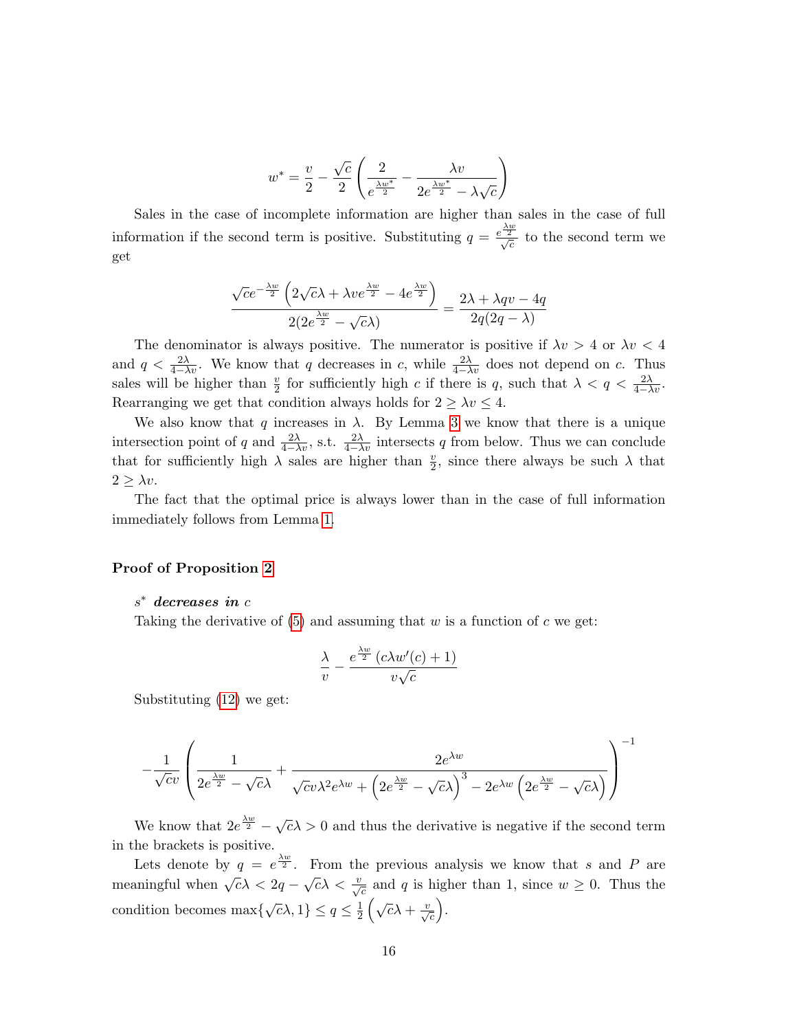$$w^* = \frac{v}{2} - \frac{\sqrt{c}}{2}\left(\frac{2}{e^{\frac{\lambda w^*}{2}}} - \frac{\lambda v}{2e^{\frac{\lambda w^*}{2}} - \lambda\sqrt{c}}\right)$$

Sales in the case of incomplete information are higher than sales in the case of full information if the second term is positive. Substituting $q = \frac{e^{\frac{\lambda w}{2}}}{\sqrt{c}}$ to the second term we get

$$\frac{\sqrt{c}e^{-\frac{\lambda w}{2}}\left(2\sqrt{c}\lambda + \lambda v e^{\frac{\lambda w}{2}} - 4e^{\frac{\lambda w}{2}}\right)}{2(2e^{\frac{\lambda w}{2}} - \sqrt{c}\lambda)} = \frac{2\lambda + \lambda q v - 4q}{2q(2q - \lambda)}$$

The denominator is always positive. The numerator is positive if $\lambda v > 4$ or $\lambda v < 4$ and $q < \frac{2\lambda}{4-\lambda v}$. We know that $q$ decreases in $c$, while $\frac{2\lambda}{4-\lambda v}$ does not depend on $c$. Thus sales will be higher than $\frac{v}{2}$ for sufficiently high $c$ if there is $q$, such that $\lambda < q < \frac{2\lambda}{4-\lambda v}$. Rearranging we get that condition always holds for $2 \geq \lambda v \leq 4$.

We also know that $q$ increases in $\lambda$. By Lemma 3 we know that there is a unique intersection point of $q$ and $\frac{2\lambda}{4-\lambda v}$, s.t. $\frac{2\lambda}{4-\lambda v}$ intersects $q$ from below. Thus we can conclude that for sufficiently high $\lambda$ sales are higher than $\frac{v}{2}$, since there always be such $\lambda$ that $2 \geq \lambda v$.

The fact that the optimal price is always lower than in the case of full information immediately follows from Lemma 1.

### Proof of Proposition 2

***$s^*$ decreases in $c$***

Taking the derivative of (5) and assuming that $w$ is a function of $c$ we get:

$$\frac{\lambda}{v} - \frac{e^{\frac{\lambda w}{2}}\left(c\lambda w'(c) + 1\right)}{v\sqrt{c}}$$

Substituting (12) we get:

$$-\frac{1}{\sqrt{c}v}\left(\frac{1}{2e^{\frac{\lambda w}{2}} - \sqrt{c}\lambda} + \frac{2e^{\lambda w}}{\sqrt{c}v\lambda^2 e^{\lambda w} + \left(2e^{\frac{\lambda w}{2}} - \sqrt{c}\lambda\right)^3 - 2e^{\lambda w}\left(2e^{\frac{\lambda w}{2}} - \sqrt{c}\lambda\right)}\right)^{-1}$$

We know that $2e^{\frac{\lambda w}{2}} - \sqrt{c}\lambda > 0$ and thus the derivative is negative if the second term in the brackets is positive.

Lets denote by $q = e^{\frac{\lambda w}{2}}$. From the previous analysis we know that $s$ and $P$ are meaningful when $\sqrt{c}\lambda < 2q - \sqrt{c}\lambda < \frac{v}{\sqrt{c}}$ and $q$ is higher than 1, since $w \geq 0$. Thus the condition becomes $\max\{\sqrt{c}\lambda, 1\} \leq q \leq \frac{1}{2}\left(\sqrt{c}\lambda + \frac{v}{\sqrt{c}}\right)$.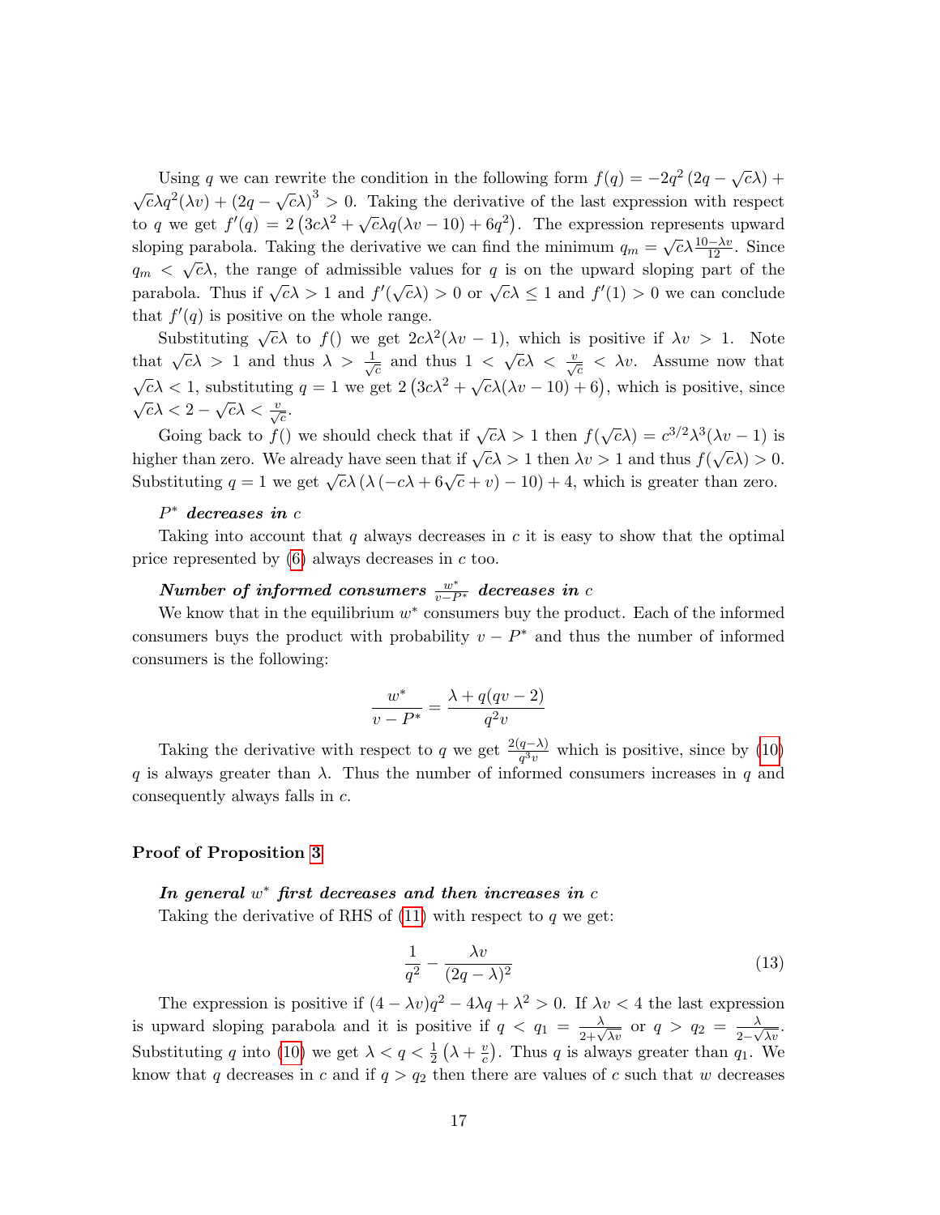Using $q$ we can rewrite the condition in the following form $f(q) = -2q^2\left(2q - \sqrt{c}\lambda\right) + \sqrt{c}\lambda q^2(\lambda v) + \left(2q - \sqrt{c}\lambda\right)^3 > 0$. Taking the derivative of the last expression with respect to $q$ we get $f'(q) = 2\left(3c\lambda^2 + \sqrt{c}\lambda q(\lambda v - 10) + 6q^2\right)$. The expression represents upward sloping parabola. Taking the derivative we can find the minimum $q_m = \sqrt{c}\lambda\frac{10-\lambda v}{12}$. Since $q_m < \sqrt{c}\lambda$, the range of admissible values for $q$ is on the upward sloping part of the parabola. Thus if $\sqrt{c}\lambda > 1$ and $f'(\sqrt{c}\lambda) > 0$ or $\sqrt{c}\lambda \leq 1$ and $f'(1) > 0$ we can conclude that $f'(q)$ is positive on the whole range.

Substituting $\sqrt{c}\lambda$ to $f()$ we get $2c\lambda^2(\lambda v - 1)$, which is positive if $\lambda v > 1$. Note that $\sqrt{c}\lambda > 1$ and thus $\lambda > \frac{1}{\sqrt{c}}$ and thus $1 < \sqrt{c}\lambda < \frac{v}{\sqrt{c}} < \lambda v$. Assume now that $\sqrt{c}\lambda < 1$, substituting $q = 1$ we get $2\left(3c\lambda^2 + \sqrt{c}\lambda(\lambda v - 10) + 6\right)$, which is positive, since $\sqrt{c}\lambda < 2 - \sqrt{c}\lambda < \frac{v}{\sqrt{c}}$.

Going back to $f()$ we should check that if $\sqrt{c}\lambda > 1$ then $f(\sqrt{c}\lambda) = c^{3/2}\lambda^3(\lambda v - 1)$ is higher than zero. We already have seen that if $\sqrt{c}\lambda > 1$ then $\lambda v > 1$ and thus $f(\sqrt{c}\lambda) > 0$. Substituting $q = 1$ we get $\sqrt{c}\lambda\left(\lambda\left(-c\lambda + 6\sqrt{c} + v\right) - 10\right) + 4$, which is greater than zero.

***$P^*$ decreases in $c$***

Taking into account that $q$ always decreases in $c$ it is easy to show that the optimal price represented by (6) always decreases in $c$ too.

***Number of informed consumers $\frac{w^*}{v-P^*}$ decreases in $c$***

We know that in the equilibrium $w^*$ consumers buy the product. Each of the informed consumers buys the product with probability $v - P^*$ and thus the number of informed consumers is the following:

$$\frac{w^*}{v - P^*} = \frac{\lambda + q(qv - 2)}{q^2 v}$$

Taking the derivative with respect to $q$ we get $\frac{2(q-\lambda)}{q^3 v}$ which is positive, since by (10) $q$ is always greater than $\lambda$. Thus the number of informed consumers increases in $q$ and consequently always falls in $c$.

## Proof of Proposition 3

***In general $w^*$ first decreases and then increases in $c$***

Taking the derivative of RHS of (11) with respect to $q$ we get:

$$\frac{1}{q^2} - \frac{\lambda v}{(2q - \lambda)^2} \tag{13}$$

The expression is positive if $(4 - \lambda v)q^2 - 4\lambda q + \lambda^2 > 0$. If $\lambda v < 4$ the last expression is upward sloping parabola and it is positive if $q < q_1 = \frac{\lambda}{2+\sqrt{\lambda v}}$ or $q > q_2 = \frac{\lambda}{2-\sqrt{\lambda v}}$. Substituting $q$ into (10) we get $\lambda < q < \frac{1}{2}\left(\lambda + \frac{v}{c}\right)$. Thus $q$ is always greater than $q_1$. We know that $q$ decreases in $c$ and if $q > q_2$ then there are values of $c$ such that $w$ decreases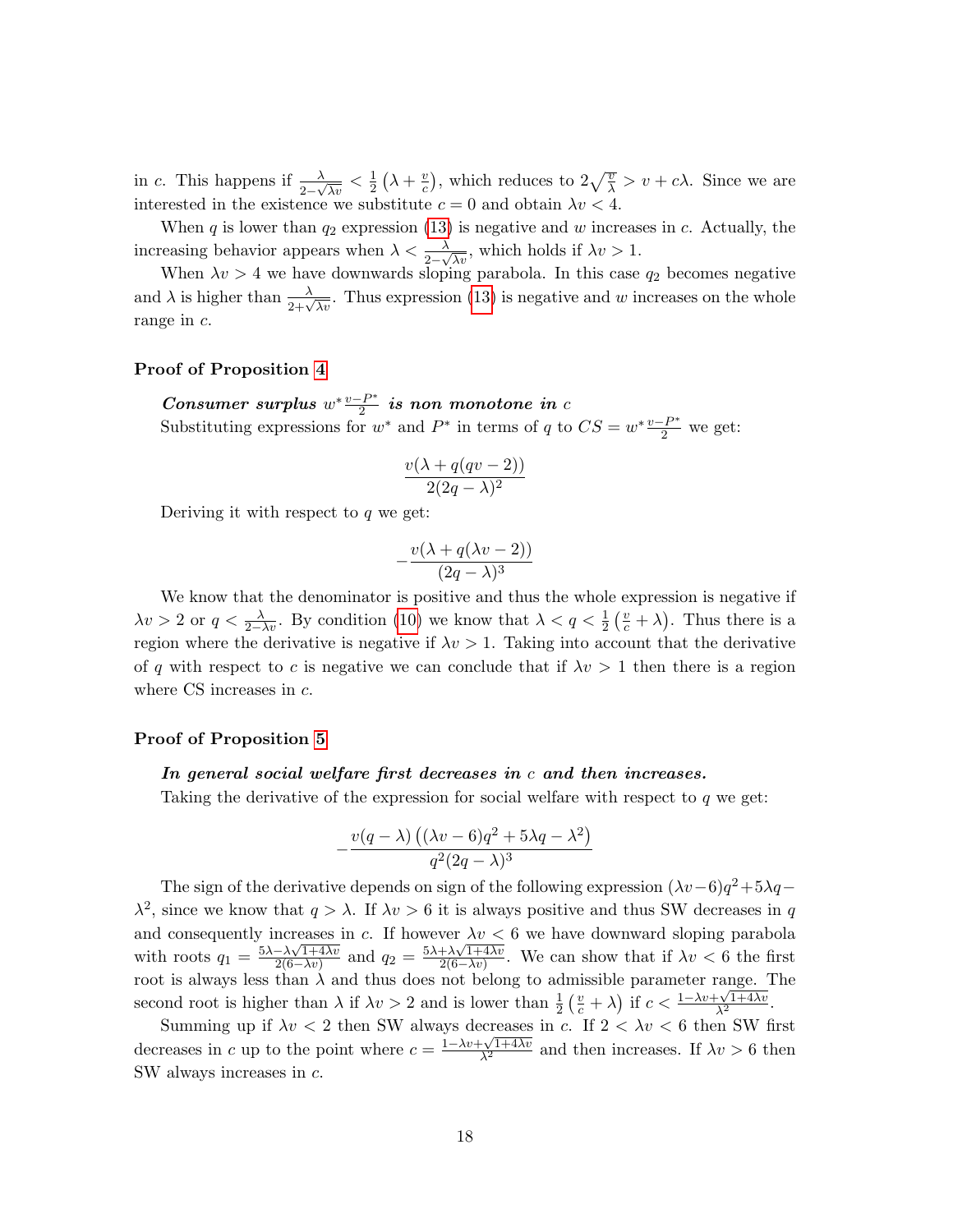in $c$. This happens if $\frac{\lambda}{2-\sqrt{\lambda v}} < \frac{1}{2}\left(\lambda + \frac{v}{c}\right)$, which reduces to $2\sqrt{\frac{v}{\lambda}} > v + c\lambda$. Since we are interested in the existence we substitute $c = 0$ and obtain $\lambda v < 4$.

When $q$ is lower than $q_2$ expression (13) is negative and $w$ increases in $c$. Actually, the increasing behavior appears when $\lambda < \frac{\lambda}{2-\sqrt{\lambda v}}$, which holds if $\lambda v > 1$.

When $\lambda v > 4$ we have downwards sloping parabola. In this case $q_2$ becomes negative and $\lambda$ is higher than $\frac{\lambda}{2+\sqrt{\lambda v}}$. Thus expression (13) is negative and $w$ increases on the whole range in $c$.

### Proof of Proposition 4

***Consumer surplus $w^* \frac{v-P^*}{2}$ is non monotone in $c$***

Substituting expressions for $w^*$ and $P^*$ in terms of $q$ to $CS = w^* \frac{v-P^*}{2}$ we get:

$$\frac{v(\lambda + q(qv - 2))}{2(2q - \lambda)^2}$$

Deriving it with respect to $q$ we get:

$$-\frac{v(\lambda + q(\lambda v - 2))}{(2q - \lambda)^3}$$

We know that the denominator is positive and thus the whole expression is negative if $\lambda v > 2$ or $q < \frac{\lambda}{2-\lambda v}$. By condition (10) we know that $\lambda < q < \frac{1}{2}\left(\frac{v}{c} + \lambda\right)$. Thus there is a region where the derivative is negative if $\lambda v > 1$. Taking into account that the derivative of $q$ with respect to $c$ is negative we can conclude that if $\lambda v > 1$ then there is a region where CS increases in $c$.

### Proof of Proposition 5

***In general social welfare first decreases in $c$ and then increases.***

Taking the derivative of the expression for social welfare with respect to $q$ we get:

$$-\frac{v(q - \lambda)\left((\lambda v - 6)q^2 + 5\lambda q - \lambda^2\right)}{q^2(2q - \lambda)^3}$$

The sign of the derivative depends on sign of the following expression $(\lambda v - 6)q^2 + 5\lambda q - \lambda^2$, since we know that $q > \lambda$. If $\lambda v > 6$ it is always positive and thus SW decreases in $q$ and consequently increases in $c$. If however $\lambda v < 6$ we have downward sloping parabola with roots $q_1 = \frac{5\lambda - \lambda\sqrt{1+4\lambda v}}{2(6-\lambda v)}$ and $q_2 = \frac{5\lambda + \lambda\sqrt{1+4\lambda v}}{2(6-\lambda v)}$. We can show that if $\lambda v < 6$ the first root is always less than $\lambda$ and thus does not belong to admissible parameter range. The second root is higher than $\lambda$ if $\lambda v > 2$ and is lower than $\frac{1}{2}\left(\frac{v}{c} + \lambda\right)$ if $c < \frac{1-\lambda v+\sqrt{1+4\lambda v}}{\lambda^2}$.

Summing up if $\lambda v < 2$ then SW always decreases in $c$. If $2 < \lambda v < 6$ then SW first decreases in $c$ up to the point where $c = \frac{1-\lambda v+\sqrt{1+4\lambda v}}{\lambda^2}$ and then increases. If $\lambda v > 6$ then SW always increases in $c$.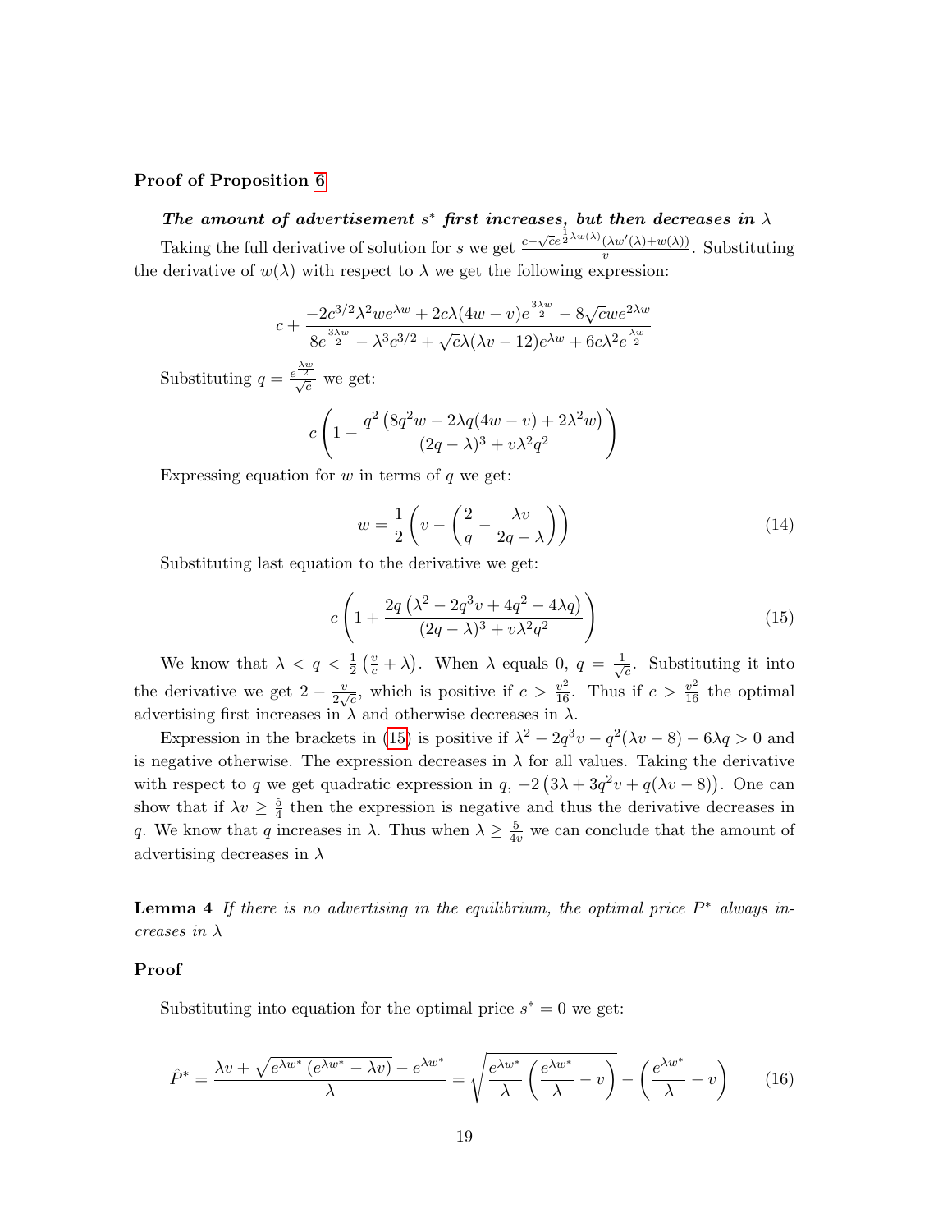**Proof of Proposition 6**

***The amount of advertisement $s^*$ first increases, but then decreases in $\lambda$***

Taking the full derivative of solution for $s$ we get $\frac{c-\sqrt{c}e^{\frac{1}{2}\lambda w(\lambda)}(\lambda w'(\lambda)+w(\lambda))}{v}$. Substituting the derivative of $w(\lambda)$ with respect to $\lambda$ we get the following expression:

$$c + \frac{-2c^{3/2}\lambda^2 w e^{\lambda w} + 2c\lambda(4w-v)e^{\frac{3\lambda w}{2}} - 8\sqrt{c}we^{2\lambda w}}{8e^{\frac{3\lambda w}{2}} - \lambda^3 c^{3/2} + \sqrt{c}\lambda(\lambda v - 12)e^{\lambda w} + 6c\lambda^2 e^{\frac{\lambda w}{2}}}$$

Substituting $q = \frac{e^{\frac{\lambda w}{2}}}{\sqrt{c}}$ we get:

$$c\left(1 - \frac{q^2\left(8q^2 w - 2\lambda q(4w-v) + 2\lambda^2 w\right)}{(2q-\lambda)^3 + v\lambda^2 q^2}\right)$$

Expressing equation for $w$ in terms of $q$ we get:

$$w = \frac{1}{2}\left(v - \left(\frac{2}{q} - \frac{\lambda v}{2q-\lambda}\right)\right) \tag{14}$$

Substituting last equation to the derivative we get:

$$c\left(1 + \frac{2q\left(\lambda^2 - 2q^3 v + 4q^2 - 4\lambda q\right)}{(2q-\lambda)^3 + v\lambda^2 q^2}\right) \tag{15}$$

We know that $\lambda < q < \frac{1}{2}\left(\frac{v}{c} + \lambda\right)$. When $\lambda$ equals 0, $q = \frac{1}{\sqrt{c}}$. Substituting it into the derivative we get $2 - \frac{v}{2\sqrt{c}}$, which is positive if $c > \frac{v^2}{16}$. Thus if $c > \frac{v^2}{16}$ the optimal advertising first increases in $\lambda$ and otherwise decreases in $\lambda$.

Expression in the brackets in (15) is positive if $\lambda^2 - 2q^3 v - q^2(\lambda v - 8) - 6\lambda q > 0$ and is negative otherwise. The expression decreases in $\lambda$ for all values. Taking the derivative with respect to $q$ we get quadratic expression in $q$, $-2\left(3\lambda + 3q^2 v + q(\lambda v - 8)\right)$. One can show that if $\lambda v \geq \frac{5}{4}$ then the expression is negative and thus the derivative decreases in $q$. We know that $q$ increases in $\lambda$. Thus when $\lambda \geq \frac{5}{4v}$ we can conclude that the amount of advertising decreases in $\lambda$

**Lemma 4** *If there is no advertising in the equilibrium, the optimal price $P^*$ always increases in $\lambda$*

**Proof**

Substituting into equation for the optimal price $s^* = 0$ we get:

$$\hat{P}^* = \frac{\lambda v + \sqrt{e^{\lambda w^*}\left(e^{\lambda w^*} - \lambda v\right)} - e^{\lambda w^*}}{\lambda} = \sqrt{\frac{e^{\lambda w^*}}{\lambda}\left(\frac{e^{\lambda w^*}}{\lambda} - v\right)} - \left(\frac{e^{\lambda w^*}}{\lambda} - v\right) \tag{16}$$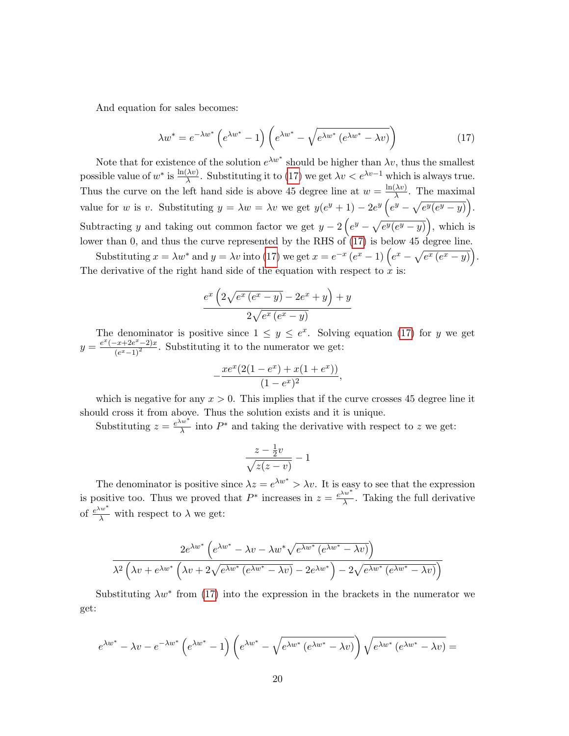And equation for sales becomes:

$$\lambda w^* = e^{-\lambda w^*}\left(e^{\lambda w^*} - 1\right)\left(e^{\lambda w^*} - \sqrt{e^{\lambda w^*}\left(e^{\lambda w^*} - \lambda v\right)}\right) \tag{17}$$

Note that for existence of the solution $e^{\lambda w^*}$ should be higher than $\lambda v$, thus the smallest possible value of $w^*$ is $\frac{\ln(\lambda v)}{\lambda}$. Substituting it to (17) we get $\lambda v < e^{\lambda v - 1}$ which is always true. Thus the curve on the left hand side is above 45 degree line at $w = \frac{\ln(\lambda v)}{\lambda}$. The maximal value for $w$ is $v$. Substituting $y = \lambda w = \lambda v$ we get $y(e^y + 1) - 2e^y\left(e^y - \sqrt{e^y(e^y - y)}\right)$. Subtracting $y$ and taking out common factor we get $y - 2\left(e^y - \sqrt{e^y(e^y - y)}\right)$, which is lower than 0, and thus the curve represented by the RHS of (17) is below 45 degree line.

Substituting $x = \lambda w^*$ and $y = \lambda v$ into (17) we get $x = e^{-x}\left(e^x - 1\right)\left(e^x - \sqrt{e^x\left(e^x - y\right)}\right)$. The derivative of the right hand side of the equation with respect to $x$ is:

$$\frac{e^x\left(2\sqrt{e^x\left(e^x - y\right)} - 2e^x + y\right) + y}{2\sqrt{e^x\left(e^x - y\right)}}$$

The denominator is positive since $1 \leq y \leq e^x$. Solving equation (17) for $y$ we get $y = \frac{e^x(-x + 2e^x - 2)x}{(e^x - 1)^2}$. Substituting it to the numerator we get:

$$-\frac{xe^x(2(1 - e^x) + x(1 + e^x))}{(1 - e^x)^2},$$

which is negative for any $x > 0$. This implies that if the curve crosses 45 degree line it should cross it from above. Thus the solution exists and it is unique.

Substituting $z = \frac{e^{\lambda w^*}}{\lambda}$ into $P^*$ and taking the derivative with respect to $z$ we get:

$$\frac{z - \frac{1}{2}v}{\sqrt{z(z - v)}} - 1$$

The denominator is positive since $\lambda z = e^{\lambda w^*} > \lambda v$. It is easy to see that the expression is positive too. Thus we proved that $P^*$ increases in $z = \frac{e^{\lambda w^*}}{\lambda}$. Taking the full derivative of $\frac{e^{\lambda w^*}}{\lambda}$ with respect to $\lambda$ we get:

$$\frac{2e^{\lambda w^*}\left(e^{\lambda w^*} - \lambda v - \lambda w^*\sqrt{e^{\lambda w^*}\left(e^{\lambda w^*} - \lambda v\right)}\right)}{\lambda^2\left(\lambda v + e^{\lambda w^*}\left(\lambda v + 2\sqrt{e^{\lambda w^*}\left(e^{\lambda w^*} - \lambda v\right)} - 2e^{\lambda w^*}\right) - 2\sqrt{e^{\lambda w^*}\left(e^{\lambda w^*} - \lambda v\right)}\right)}$$

Substituting $\lambda w^*$ from (17) into the expression in the brackets in the numerator we get:

$$e^{\lambda w^*} - \lambda v - e^{-\lambda w^*}\left(e^{\lambda w^*} - 1\right)\left(e^{\lambda w^*} - \sqrt{e^{\lambda w^*}\left(e^{\lambda w^*} - \lambda v\right)}\right)\sqrt{e^{\lambda w^*}\left(e^{\lambda w^*} - \lambda v\right)} =$$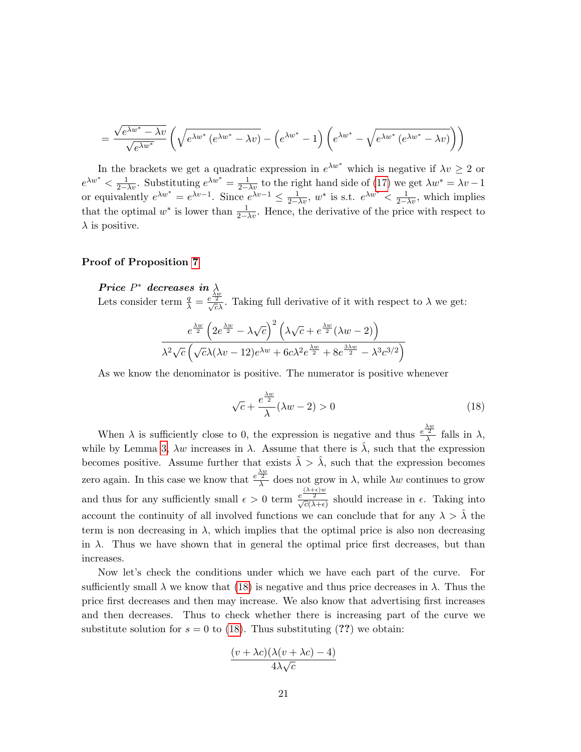$$= \frac{\sqrt{e^{\lambda w^*} - \lambda v}}{\sqrt{e^{\lambda w^*}}} \left( \sqrt{e^{\lambda w^*}\left(e^{\lambda w^*} - \lambda v\right)} - \left(e^{\lambda w^*} - 1\right)\left(e^{\lambda w^*} - \sqrt{e^{\lambda w^*}\left(e^{\lambda w^*} - \lambda v\right)}\right)\right)$$

In the brackets we get a quadratic expression in $e^{\lambda w^*}$ which is negative if $\lambda v \geq 2$ or $e^{\lambda w^*} < \frac{1}{2-\lambda v}$. Substituting $e^{\lambda w^*} = \frac{1}{2-\lambda v}$ to the right hand side of (17) we get $\lambda w^* = \lambda v - 1$ or equivalently $e^{\lambda w^*} = e^{\lambda v - 1}$. Since $e^{\lambda v - 1} \leq \frac{1}{2-\lambda v}$, $w^*$ is s.t. $e^{\lambda w^*} < \frac{1}{2-\lambda v}$, which implies that the optimal $w^*$ is lower than $\frac{1}{2-\lambda v}$. Hence, the derivative of the price with respect to $\lambda$ is positive.

### Proof of Proposition 7

***Price $P^*$ decreases in $\lambda$***

Lets consider term $\frac{q}{\lambda} = \frac{e^{\frac{\lambda w}{2}}}{\sqrt{c}\lambda}$. Taking full derivative of it with respect to $\lambda$ we get:

$$\frac{e^{\frac{\lambda w}{2}}\left(2e^{\frac{\lambda w}{2}} - \lambda\sqrt{c}\right)^2\left(\lambda\sqrt{c} + e^{\frac{\lambda w}{2}}(\lambda w - 2)\right)}{\lambda^2\sqrt{c}\left(\sqrt{c}\lambda(\lambda v - 12)e^{\lambda w} + 6c\lambda^2 e^{\frac{\lambda w}{2}} + 8e^{\frac{3\lambda w}{2}} - \lambda^3 c^{3/2}\right)}$$

As we know the denominator is positive. The numerator is positive whenever

$$\sqrt{c} + \frac{e^{\frac{\lambda w}{2}}}{\lambda}(\lambda w - 2) > 0 \tag{18}$$

When $\lambda$ is sufficiently close to 0, the expression is negative and thus $\frac{e^{\frac{\lambda w}{2}}}{\lambda}$ falls in $\lambda$, while by Lemma 3, $\lambda w$ increases in $\lambda$. Assume that there is $\hat{\lambda}$, such that the expression becomes positive. Assume further that exists $\tilde{\lambda} > \hat{\lambda}$, such that the expression becomes zero again. In this case we know that $\frac{e^{\frac{\lambda w}{2}}}{\lambda}$ does not grow in $\lambda$, while $\lambda w$ continues to grow and thus for any sufficiently small $\epsilon > 0$ term $\frac{e^{\frac{(\lambda+\epsilon)w}{2}}}{\sqrt{c}(\lambda+\epsilon)}$ should increase in $\epsilon$. Taking into account the continuity of all involved functions we can conclude that for any $\lambda > \hat{\lambda}$ the term is non decreasing in $\lambda$, which implies that the optimal price is also non decreasing in $\lambda$. Thus we have shown that in general the optimal price first decreases, but than increases.

Now let's check the conditions under which we have each part of the curve. For sufficiently small $\lambda$ we know that (18) is negative and thus price decreases in $\lambda$. Thus the price first decreases and then may increase. We also know that advertising first increases and then decreases. Thus to check whether there is increasing part of the curve we substitute solution for $s = 0$ to (18). Thus substituting (**??**) we obtain:

$$\frac{(v + \lambda c)(\lambda(v + \lambda c) - 4)}{4\lambda\sqrt{c}}$$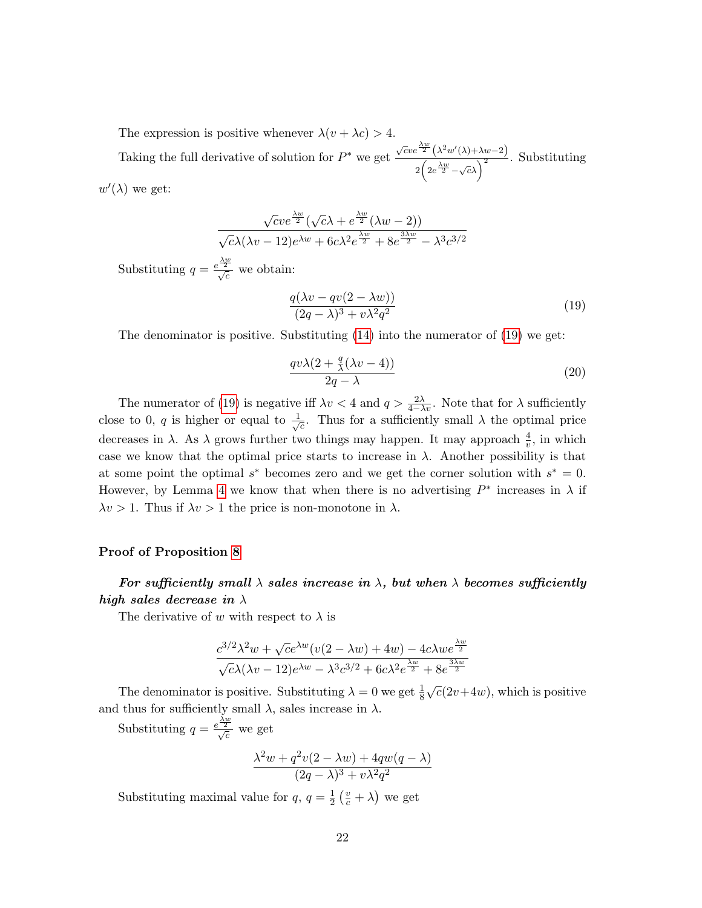The expression is positive whenever $\lambda(v + \lambda c) > 4$.

Taking the full derivative of solution for $P^*$ we get $\frac{\sqrt{c}ve^{\frac{\lambda w}{2}}\left(\lambda^2 w'(\lambda)+\lambda w-2\right)}{2\left(2e^{\frac{\lambda w}{2}}-\sqrt{c}\lambda\right)^2}$. Substituting $w'(\lambda)$ we get:

$$\frac{\sqrt{c}ve^{\frac{\lambda w}{2}}(\sqrt{c}\lambda + e^{\frac{\lambda w}{2}}(\lambda w - 2))}{\sqrt{c}\lambda(\lambda v - 12)e^{\lambda w} + 6c\lambda^2 e^{\frac{\lambda w}{2}} + 8e^{\frac{3\lambda w}{2}} - \lambda^3 c^{3/2}}$$

Substituting $q = \frac{e^{\frac{\lambda w}{2}}}{\sqrt{c}}$ we obtain:

$$\frac{q(\lambda v - qv(2 - \lambda w))}{(2q - \lambda)^3 + v\lambda^2 q^2} \tag{19}$$

The denominator is positive. Substituting (14) into the numerator of (19) we get:

$$\frac{qv\lambda(2 + \frac{q}{\lambda}(\lambda v - 4))}{2q - \lambda} \tag{20}$$

The numerator of (19) is negative iff $\lambda v < 4$ and $q > \frac{2\lambda}{4-\lambda v}$. Note that for $\lambda$ sufficiently close to 0, $q$ is higher or equal to $\frac{1}{\sqrt{c}}$. Thus for a sufficiently small $\lambda$ the optimal price decreases in $\lambda$. As $\lambda$ grows further two things may happen. It may approach $\frac{4}{v}$, in which case we know that the optimal price starts to increase in $\lambda$. Another possibility is that at some point the optimal $s^*$ becomes zero and we get the corner solution with $s^* = 0$. However, by Lemma 4 we know that when there is no advertising $P^*$ increases in $\lambda$ if $\lambda v > 1$. Thus if $\lambda v > 1$ the price is non-monotone in $\lambda$.

### Proof of Proposition 8

***For sufficiently small $\lambda$ sales increase in $\lambda$, but when $\lambda$ becomes sufficiently high sales decrease in $\lambda$***

The derivative of $w$ with respect to $\lambda$ is

$$\frac{c^{3/2}\lambda^2 w + \sqrt{c}e^{\lambda w}(v(2 - \lambda w) + 4w) - 4c\lambda we^{\frac{\lambda w}{2}}}{\sqrt{c}\lambda(\lambda v - 12)e^{\lambda w} - \lambda^3 c^{3/2} + 6c\lambda^2 e^{\frac{\lambda w}{2}} + 8e^{\frac{3\lambda w}{2}}}$$

The denominator is positive. Substituting $\lambda = 0$ we get $\frac{1}{8}\sqrt{c}(2v+4w)$, which is positive and thus for sufficiently small $\lambda$, sales increase in $\lambda$.

Substituting $q = \frac{e^{\frac{\lambda w}{2}}}{\sqrt{c}}$ we get

$$\frac{\lambda^2 w + q^2 v(2 - \lambda w) + 4qw(q - \lambda)}{(2q - \lambda)^3 + v\lambda^2 q^2}$$

Substituting maximal value for $q$, $q = \frac{1}{2}\left(\frac{v}{c} + \lambda\right)$ we get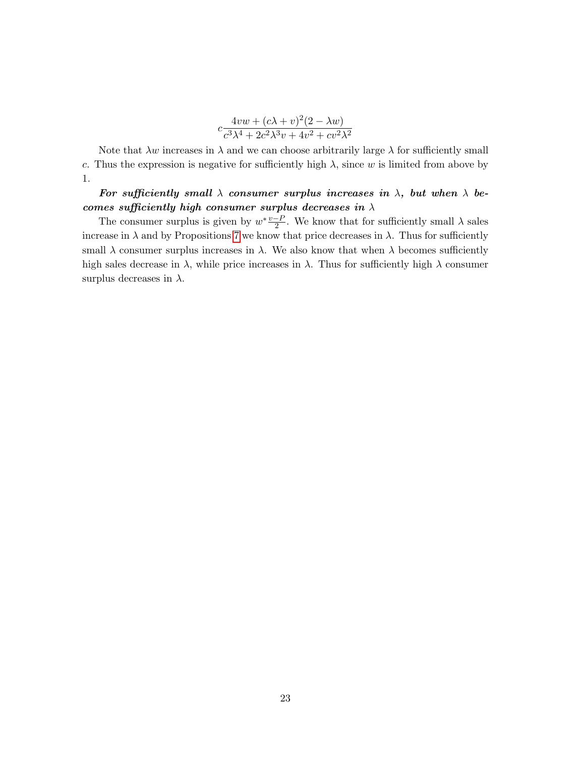$$c\frac{4vw + (c\lambda + v)^2(2 - \lambda w)}{c^3\lambda^4 + 2c^2\lambda^3 v + 4v^2 + cv^2\lambda^2}$$

Note that $\lambda w$ increases in $\lambda$ and we can choose arbitrarily large $\lambda$ for sufficiently small $c$. Thus the expression is negative for sufficiently high $\lambda$, since $w$ is limited from above by 1.

***For sufficiently small $\lambda$ consumer surplus increases in $\lambda$, but when $\lambda$ becomes sufficiently high consumer surplus decreases in $\lambda$***

The consumer surplus is given by $w^* \frac{v-P}{2}$. We know that for sufficiently small $\lambda$ sales increase in $\lambda$ and by Propositions 7 we know that price decreases in $\lambda$. Thus for sufficiently small $\lambda$ consumer surplus increases in $\lambda$. We also know that when $\lambda$ becomes sufficiently high sales decrease in $\lambda$, while price increases in $\lambda$. Thus for sufficiently high $\lambda$ consumer surplus decreases in $\lambda$.